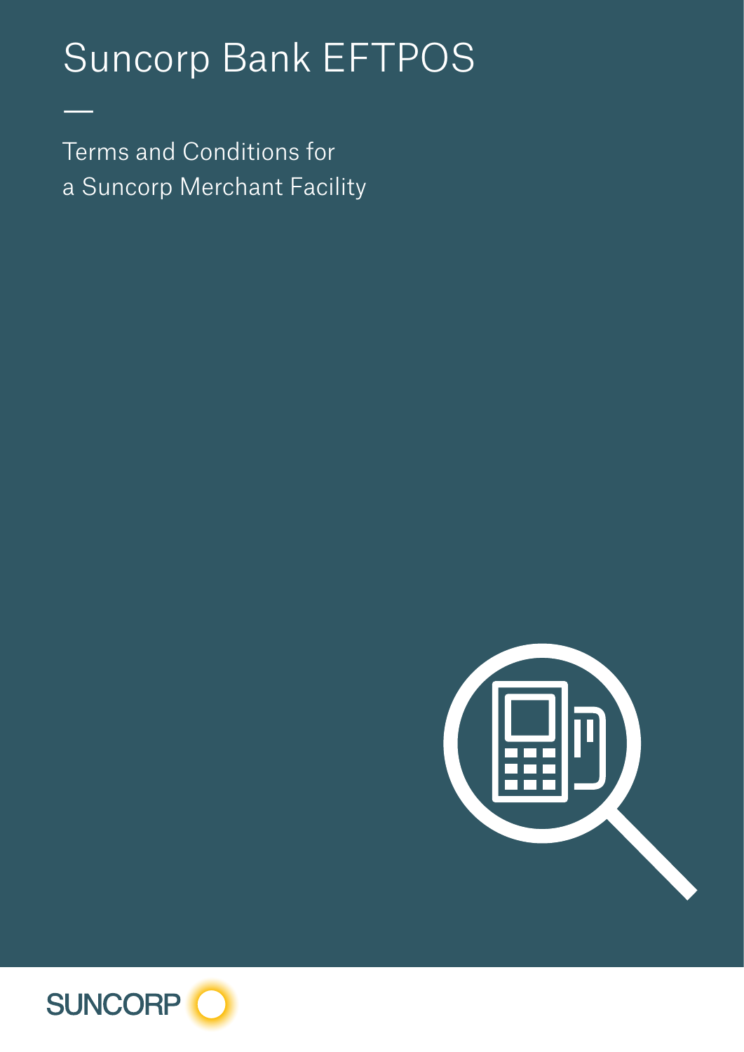# Suncorp Bank EFTPOS

—

Terms and Conditions for
a Suncorp Merchant Facility

SUNCORP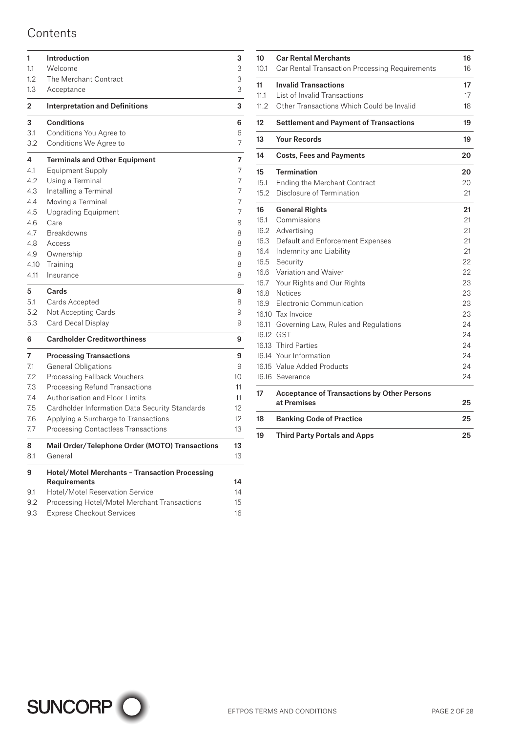# Contents

| | | |
|---|---|---|
| **1** | **Introduction** | **3** |
| 1.1 | Welcome | 3 |
| 1.2 | The Merchant Contract | 3 |
| 1.3 | Acceptance | 3 |
| **2** | **Interpretation and Definitions** | **3** |
| **3** | **Conditions** | **6** |
| 3.1 | Conditions You Agree to | 6 |
| 3.2 | Conditions We Agree to | 7 |
| **4** | **Terminals and Other Equipment** | **7** |
| 4.1 | Equipment Supply | 7 |
| 4.2 | Using a Terminal | 7 |
| 4.3 | Installing a Terminal | 7 |
| 4.4 | Moving a Terminal | 7 |
| 4.5 | Upgrading Equipment | 7 |
| 4.6 | Care | 8 |
| 4.7 | Breakdowns | 8 |
| 4.8 | Access | 8 |
| 4.9 | Ownership | 8 |
| 4.10 | Training | 8 |
| 4.11 | Insurance | 8 |
| **5** | **Cards** | **8** |
| 5.1 | Cards Accepted | 8 |
| 5.2 | Not Accepting Cards | 9 |
| 5.3 | Card Decal Display | 9 |
| **6** | **Cardholder Creditworthiness** | **9** |
| **7** | **Processing Transactions** | **9** |
| 7.1 | General Obligations | 9 |
| 7.2 | Processing Fallback Vouchers | 10 |
| 7.3 | Processing Refund Transactions | 11 |
| 7.4 | Authorisation and Floor Limits | 11 |
| 7.5 | Cardholder Information Data Security Standards | 12 |
| 7.6 | Applying a Surcharge to Transactions | 12 |
| 7.7 | Processing Contactless Transactions | 13 |
| **8** | **Mail Order/Telephone Order (MOTO) Transactions** | **13** |
| 8.1 | General | 13 |
| **9** | **Hotel/Motel Merchants – Transaction Processing Requirements** | **14** |
| 9.1 | Hotel/Motel Reservation Service | 14 |
| 9.2 | Processing Hotel/Motel Merchant Transactions | 15 |
| 9.3 | Express Checkout Services | 16 |
| **10** | **Car Rental Merchants** | **16** |
| 10.1 | Car Rental Transaction Processing Requirements | 16 |
| **11** | **Invalid Transactions** | **17** |
| 11.1 | List of Invalid Transactions | 17 |
| 11.2 | Other Transactions Which Could be Invalid | 18 |
| **12** | **Settlement and Payment of Transactions** | **19** |
| **13** | **Your Records** | **19** |
| **14** | **Costs, Fees and Payments** | **20** |
| **15** | **Termination** | **20** |
| 15.1 | Ending the Merchant Contract | 20 |
| 15.2 | Disclosure of Termination | 21 |
| **16** | **General Rights** | **21** |
| 16.1 | Commissions | 21 |
| 16.2 | Advertising | 21 |
| 16.3 | Default and Enforcement Expenses | 21 |
| 16.4 | Indemnity and Liability | 21 |
| 16.5 | Security | 22 |
| 16.6 | Variation and Waiver | 22 |
| 16.7 | Your Rights and Our Rights | 23 |
| 16.8 | Notices | 23 |
| 16.9 | Electronic Communication | 23 |
| 16.10 | Tax Invoice | 23 |
| 16.11 | Governing Law, Rules and Regulations | 24 |
| 16.12 | GST | 24 |
| 16.13 | Third Parties | 24 |
| 16.14 | Your Information | 24 |
| 16.15 | Value Added Products | 24 |
| 16.16 | Severance | 24 |
| **17** | **Acceptance of Transactions by Other Persons at Premises** | **25** |
| **18** | **Banking Code of Practice** | **25** |
| **19** | **Third Party Portals and Apps** | **25** |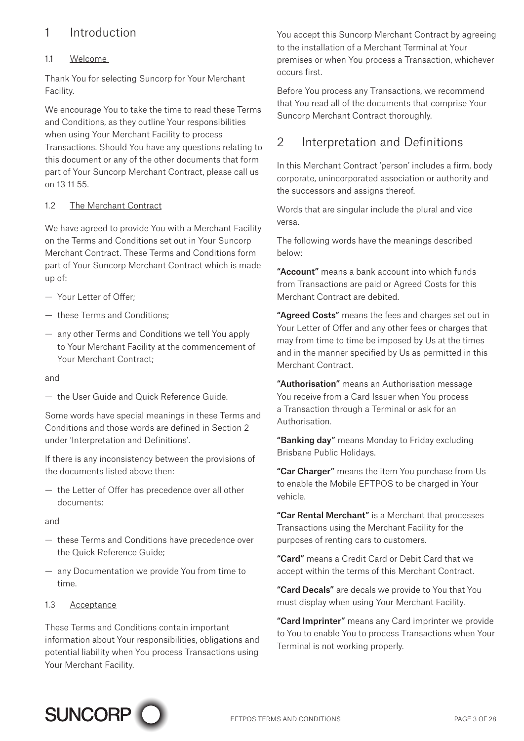# 1 Introduction

## 1.1 Welcome

Thank You for selecting Suncorp for Your Merchant Facility.

We encourage You to take the time to read these Terms and Conditions, as they outline Your responsibilities when using Your Merchant Facility to process Transactions. Should You have any questions relating to this document or any of the other documents that form part of Your Suncorp Merchant Contract, please call us on 13 11 55.

## 1.2 The Merchant Contract

We have agreed to provide You with a Merchant Facility on the Terms and Conditions set out in Your Suncorp Merchant Contract. These Terms and Conditions form part of Your Suncorp Merchant Contract which is made up of:

- Your Letter of Offer;
- these Terms and Conditions;
- any other Terms and Conditions we tell You apply to Your Merchant Facility at the commencement of Your Merchant Contract;

and

- the User Guide and Quick Reference Guide.

Some words have special meanings in these Terms and Conditions and those words are defined in Section 2 under 'Interpretation and Definitions'.

If there is any inconsistency between the provisions of the documents listed above then:

- the Letter of Offer has precedence over all other documents;

and

- these Terms and Conditions have precedence over the Quick Reference Guide;
- any Documentation we provide You from time to time.

## 1.3 Acceptance

These Terms and Conditions contain important information about Your responsibilities, obligations and potential liability when You process Transactions using Your Merchant Facility.

You accept this Suncorp Merchant Contract by agreeing to the installation of a Merchant Terminal at Your premises or when You process a Transaction, whichever occurs first.

Before You process any Transactions, we recommend that You read all of the documents that comprise Your Suncorp Merchant Contract thoroughly.

# 2 Interpretation and Definitions

In this Merchant Contract 'person' includes a firm, body corporate, unincorporated association or authority and the successors and assigns thereof.

Words that are singular include the plural and vice versa.

The following words have the meanings described below:

**"Account"** means a bank account into which funds from Transactions are paid or Agreed Costs for this Merchant Contract are debited.

**"Agreed Costs"** means the fees and charges set out in Your Letter of Offer and any other fees or charges that may from time to time be imposed by Us at the times and in the manner specified by Us as permitted in this Merchant Contract.

**"Authorisation"** means an Authorisation message You receive from a Card Issuer when You process a Transaction through a Terminal or ask for an Authorisation.

**"Banking day"** means Monday to Friday excluding Brisbane Public Holidays.

**"Car Charger"** means the item You purchase from Us to enable the Mobile EFTPOS to be charged in Your vehicle.

**"Car Rental Merchant"** is a Merchant that processes Transactions using the Merchant Facility for the purposes of renting cars to customers.

**"Card"** means a Credit Card or Debit Card that we accept within the terms of this Merchant Contract.

**"Card Decals"** are decals we provide to You that You must display when using Your Merchant Facility.

**"Card Imprinter"** means any Card imprinter we provide to You to enable You to process Transactions when Your Terminal is not working properly.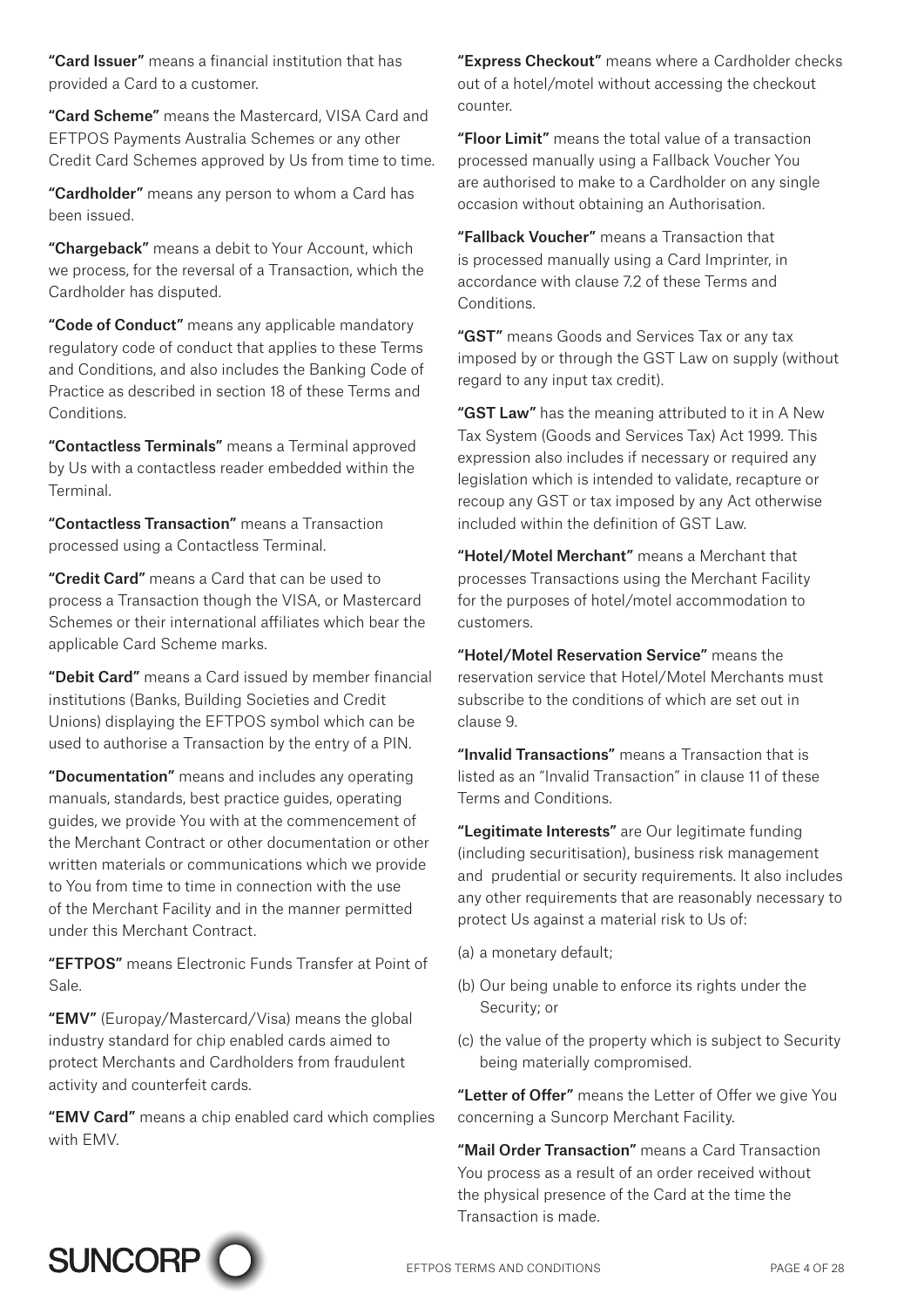**"Card Issuer"** means a financial institution that has provided a Card to a customer.

**"Card Scheme"** means the Mastercard, VISA Card and EFTPOS Payments Australia Schemes or any other Credit Card Schemes approved by Us from time to time.

**"Cardholder"** means any person to whom a Card has been issued.

**"Chargeback"** means a debit to Your Account, which we process, for the reversal of a Transaction, which the Cardholder has disputed.

**"Code of Conduct"** means any applicable mandatory regulatory code of conduct that applies to these Terms and Conditions, and also includes the Banking Code of Practice as described in section 18 of these Terms and Conditions.

**"Contactless Terminals"** means a Terminal approved by Us with a contactless reader embedded within the Terminal.

**"Contactless Transaction"** means a Transaction processed using a Contactless Terminal.

**"Credit Card"** means a Card that can be used to process a Transaction though the VISA, or Mastercard Schemes or their international affiliates which bear the applicable Card Scheme marks.

**"Debit Card"** means a Card issued by member financial institutions (Banks, Building Societies and Credit Unions) displaying the EFTPOS symbol which can be used to authorise a Transaction by the entry of a PIN.

**"Documentation"** means and includes any operating manuals, standards, best practice guides, operating guides, we provide You with at the commencement of the Merchant Contract or other documentation or other written materials or communications which we provide to You from time to time in connection with the use of the Merchant Facility and in the manner permitted under this Merchant Contract.

**"EFTPOS"** means Electronic Funds Transfer at Point of Sale.

**"EMV"** (Europay/Mastercard/Visa) means the global industry standard for chip enabled cards aimed to protect Merchants and Cardholders from fraudulent activity and counterfeit cards.

**"EMV Card"** means a chip enabled card which complies with EMV.

**"Express Checkout"** means where a Cardholder checks out of a hotel/motel without accessing the checkout counter.

**"Floor Limit"** means the total value of a transaction processed manually using a Fallback Voucher You are authorised to make to a Cardholder on any single occasion without obtaining an Authorisation.

**"Fallback Voucher"** means a Transaction that is processed manually using a Card Imprinter, in accordance with clause 7.2 of these Terms and Conditions.

**"GST"** means Goods and Services Tax or any tax imposed by or through the GST Law on supply (without regard to any input tax credit).

**"GST Law"** has the meaning attributed to it in A New Tax System (Goods and Services Tax) Act 1999. This expression also includes if necessary or required any legislation which is intended to validate, recapture or recoup any GST or tax imposed by any Act otherwise included within the definition of GST Law.

**"Hotel/Motel Merchant"** means a Merchant that processes Transactions using the Merchant Facility for the purposes of hotel/motel accommodation to customers.

**"Hotel/Motel Reservation Service"** means the reservation service that Hotel/Motel Merchants must subscribe to the conditions of which are set out in clause 9.

**"Invalid Transactions"** means a Transaction that is listed as an "Invalid Transaction" in clause 11 of these Terms and Conditions.

**"Legitimate Interests"** are Our legitimate funding (including securitisation), business risk management and prudential or security requirements. It also includes any other requirements that are reasonably necessary to protect Us against a material risk to Us of:

(a) a monetary default;

(b) Our being unable to enforce its rights under the Security; or

(c) the value of the property which is subject to Security being materially compromised.

**"Letter of Offer"** means the Letter of Offer we give You concerning a Suncorp Merchant Facility.

**"Mail Order Transaction"** means a Card Transaction You process as a result of an order received without the physical presence of the Card at the time the Transaction is made.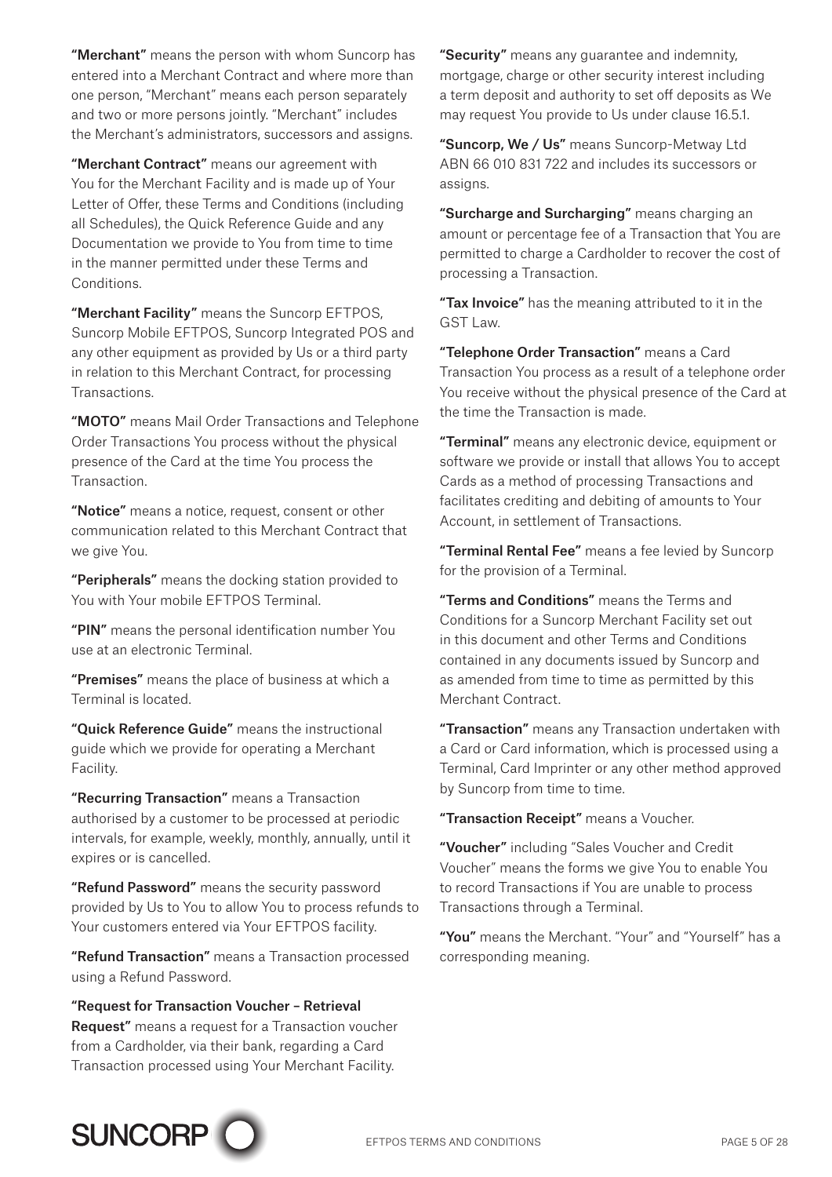**"Merchant"** means the person with whom Suncorp has entered into a Merchant Contract and where more than one person, "Merchant" means each person separately and two or more persons jointly. "Merchant" includes the Merchant's administrators, successors and assigns.

**"Merchant Contract"** means our agreement with You for the Merchant Facility and is made up of Your Letter of Offer, these Terms and Conditions (including all Schedules), the Quick Reference Guide and any Documentation we provide to You from time to time in the manner permitted under these Terms and Conditions.

**"Merchant Facility"** means the Suncorp EFTPOS, Suncorp Mobile EFTPOS, Suncorp Integrated POS and any other equipment as provided by Us or a third party in relation to this Merchant Contract, for processing Transactions.

**"MOTO"** means Mail Order Transactions and Telephone Order Transactions You process without the physical presence of the Card at the time You process the Transaction.

**"Notice"** means a notice, request, consent or other communication related to this Merchant Contract that we give You.

**"Peripherals"** means the docking station provided to You with Your mobile EFTPOS Terminal.

**"PIN"** means the personal identification number You use at an electronic Terminal.

**"Premises"** means the place of business at which a Terminal is located.

**"Quick Reference Guide"** means the instructional guide which we provide for operating a Merchant Facility.

**"Recurring Transaction"** means a Transaction authorised by a customer to be processed at periodic intervals, for example, weekly, monthly, annually, until it expires or is cancelled.

**"Refund Password"** means the security password provided by Us to You to allow You to process refunds to Your customers entered via Your EFTPOS facility.

**"Refund Transaction"** means a Transaction processed using a Refund Password.

**"Request for Transaction Voucher – Retrieval Request"** means a request for a Transaction voucher from a Cardholder, via their bank, regarding a Card Transaction processed using Your Merchant Facility.

**"Security"** means any guarantee and indemnity, mortgage, charge or other security interest including a term deposit and authority to set off deposits as We may request You provide to Us under clause 16.5.1.

**"Suncorp, We / Us"** means Suncorp-Metway Ltd ABN 66 010 831 722 and includes its successors or assigns.

**"Surcharge and Surcharging"** means charging an amount or percentage fee of a Transaction that You are permitted to charge a Cardholder to recover the cost of processing a Transaction.

**"Tax Invoice"** has the meaning attributed to it in the GST Law.

**"Telephone Order Transaction"** means a Card Transaction You process as a result of a telephone order You receive without the physical presence of the Card at the time the Transaction is made.

**"Terminal"** means any electronic device, equipment or software we provide or install that allows You to accept Cards as a method of processing Transactions and facilitates crediting and debiting of amounts to Your Account, in settlement of Transactions.

**"Terminal Rental Fee"** means a fee levied by Suncorp for the provision of a Terminal.

**"Terms and Conditions"** means the Terms and Conditions for a Suncorp Merchant Facility set out in this document and other Terms and Conditions contained in any documents issued by Suncorp and as amended from time to time as permitted by this Merchant Contract.

**"Transaction"** means any Transaction undertaken with a Card or Card information, which is processed using a Terminal, Card Imprinter or any other method approved by Suncorp from time to time.

**"Transaction Receipt"** means a Voucher.

**"Voucher"** including "Sales Voucher and Credit Voucher" means the forms we give You to enable You to record Transactions if You are unable to process Transactions through a Terminal.

**"You"** means the Merchant. "Your" and "Yourself" has a corresponding meaning.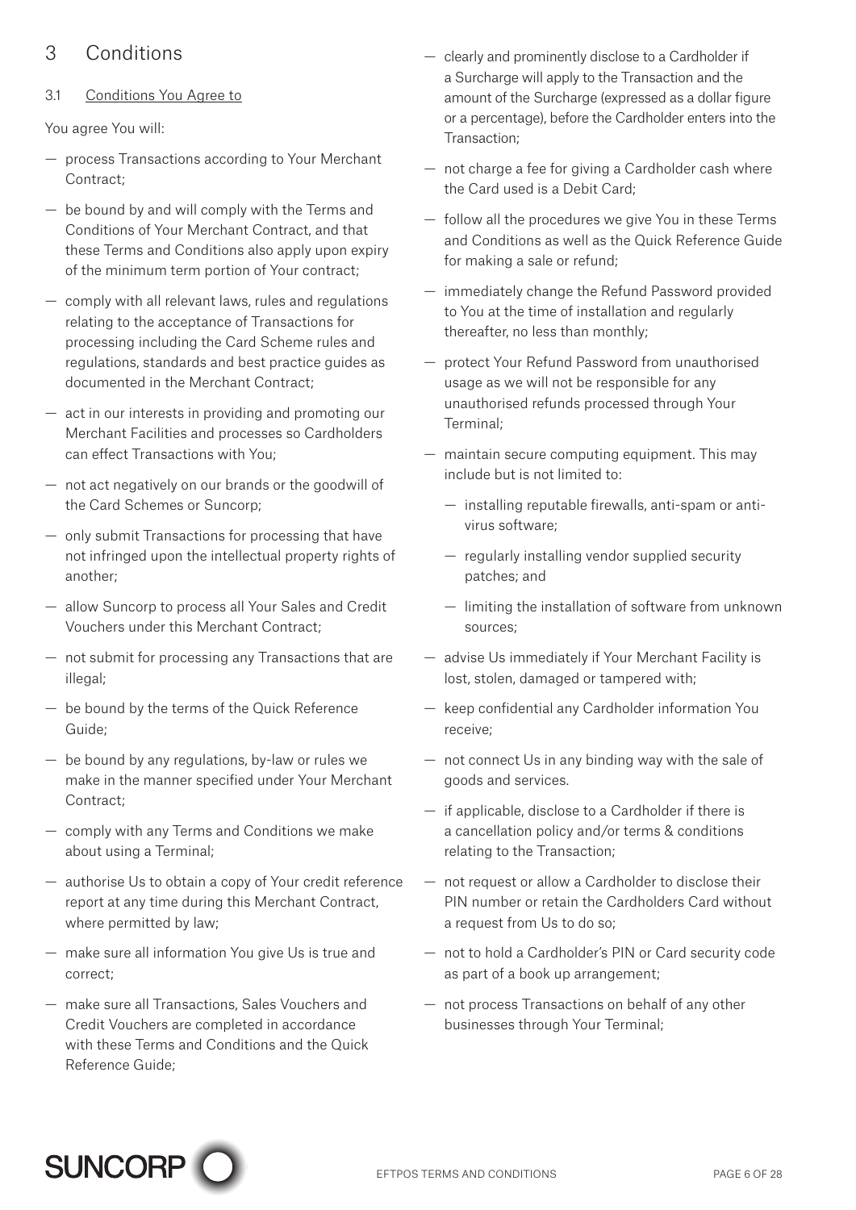# 3 Conditions

## 3.1 Conditions You Agree to

You agree You will:

- process Transactions according to Your Merchant Contract;
- be bound by and will comply with the Terms and Conditions of Your Merchant Contract, and that these Terms and Conditions also apply upon expiry of the minimum term portion of Your contract;
- comply with all relevant laws, rules and regulations relating to the acceptance of Transactions for processing including the Card Scheme rules and regulations, standards and best practice guides as documented in the Merchant Contract;
- act in our interests in providing and promoting our Merchant Facilities and processes so Cardholders can effect Transactions with You;
- not act negatively on our brands or the goodwill of the Card Schemes or Suncorp;
- only submit Transactions for processing that have not infringed upon the intellectual property rights of another;
- allow Suncorp to process all Your Sales and Credit Vouchers under this Merchant Contract;
- not submit for processing any Transactions that are illegal;
- be bound by the terms of the Quick Reference Guide;
- be bound by any regulations, by-law or rules we make in the manner specified under Your Merchant Contract;
- comply with any Terms and Conditions we make about using a Terminal;
- authorise Us to obtain a copy of Your credit reference report at any time during this Merchant Contract, where permitted by law;
- make sure all information You give Us is true and correct;
- make sure all Transactions, Sales Vouchers and Credit Vouchers are completed in accordance with these Terms and Conditions and the Quick Reference Guide;
- clearly and prominently disclose to a Cardholder if a Surcharge will apply to the Transaction and the amount of the Surcharge (expressed as a dollar figure or a percentage), before the Cardholder enters into the Transaction;
- not charge a fee for giving a Cardholder cash where the Card used is a Debit Card;
- follow all the procedures we give You in these Terms and Conditions as well as the Quick Reference Guide for making a sale or refund;
- immediately change the Refund Password provided to You at the time of installation and regularly thereafter, no less than monthly;
- protect Your Refund Password from unauthorised usage as we will not be responsible for any unauthorised refunds processed through Your Terminal;
- maintain secure computing equipment. This may include but is not limited to:
  - installing reputable firewalls, anti-spam or anti-virus software;
  - regularly installing vendor supplied security patches; and
  - limiting the installation of software from unknown sources;
- advise Us immediately if Your Merchant Facility is lost, stolen, damaged or tampered with;
- keep confidential any Cardholder information You receive;
- not connect Us in any binding way with the sale of goods and services.
- if applicable, disclose to a Cardholder if there is a cancellation policy and/or terms & conditions relating to the Transaction;
- not request or allow a Cardholder to disclose their PIN number or retain the Cardholders Card without a request from Us to do so;
- not to hold a Cardholder's PIN or Card security code as part of a book up arrangement;
- not process Transactions on behalf of any other businesses through Your Terminal;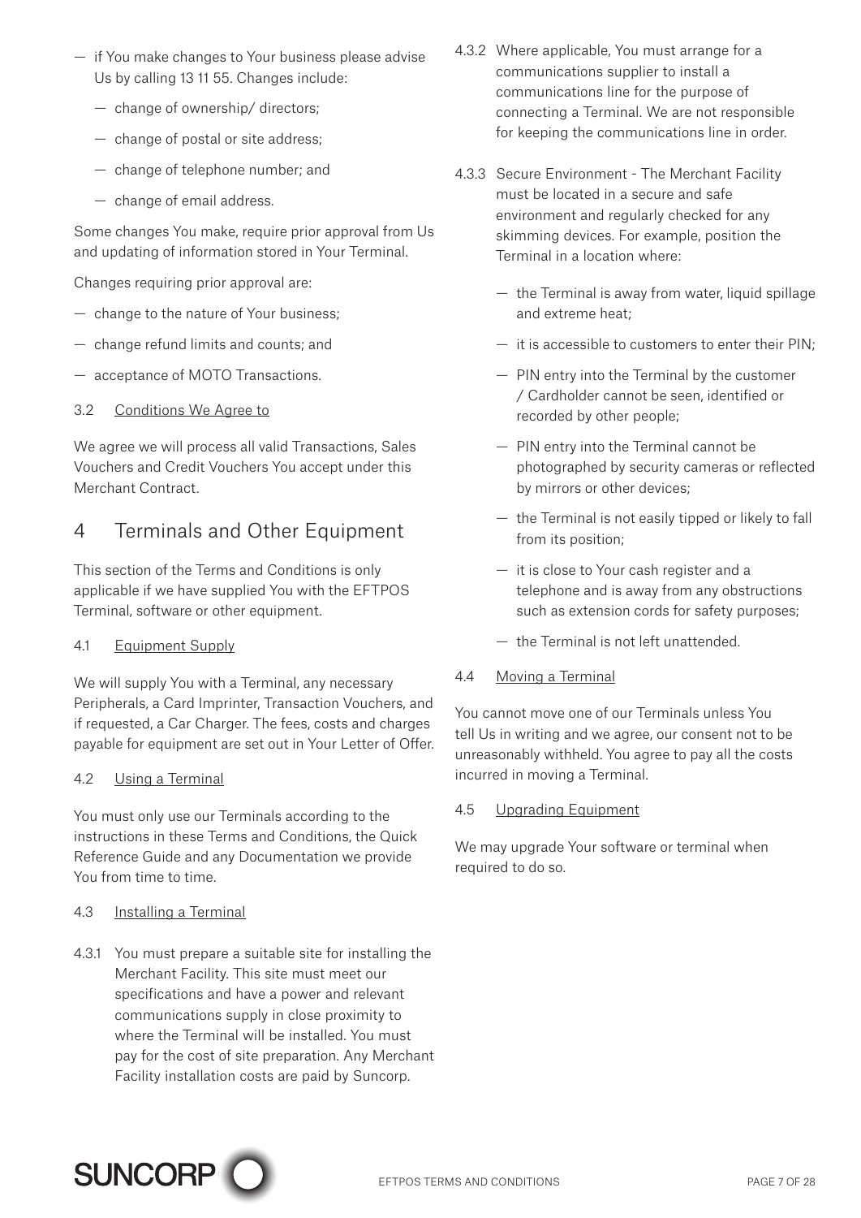- if You make changes to Your business please advise Us by calling 13 11 55. Changes include:
  - change of ownership/ directors;
  - change of postal or site address;
  - change of telephone number; and
  - change of email address.

Some changes You make, require prior approval from Us and updating of information stored in Your Terminal.

Changes requiring prior approval are:

- change to the nature of Your business;
- change refund limits and counts; and
- acceptance of MOTO Transactions.

3.2 Conditions We Agree to

We agree we will process all valid Transactions, Sales Vouchers and Credit Vouchers You accept under this Merchant Contract.

## 4 Terminals and Other Equipment

This section of the Terms and Conditions is only applicable if we have supplied You with the EFTPOS Terminal, software or other equipment.

4.1 Equipment Supply

We will supply You with a Terminal, any necessary Peripherals, a Card Imprinter, Transaction Vouchers, and if requested, a Car Charger. The fees, costs and charges payable for equipment are set out in Your Letter of Offer.

4.2 Using a Terminal

You must only use our Terminals according to the instructions in these Terms and Conditions, the Quick Reference Guide and any Documentation we provide You from time to time.

4.3 Installing a Terminal

4.3.1 You must prepare a suitable site for installing the Merchant Facility. This site must meet our specifications and have a power and relevant communications supply in close proximity to where the Terminal will be installed. You must pay for the cost of site preparation. Any Merchant Facility installation costs are paid by Suncorp.

4.3.2 Where applicable, You must arrange for a communications supplier to install a communications line for the purpose of connecting a Terminal. We are not responsible for keeping the communications line in order.

4.3.3 Secure Environment - The Merchant Facility must be located in a secure and safe environment and regularly checked for any skimming devices. For example, position the Terminal in a location where:

- the Terminal is away from water, liquid spillage and extreme heat;
- it is accessible to customers to enter their PIN;
- PIN entry into the Terminal by the customer / Cardholder cannot be seen, identified or recorded by other people;
- PIN entry into the Terminal cannot be photographed by security cameras or reflected by mirrors or other devices;
- the Terminal is not easily tipped or likely to fall from its position;
- it is close to Your cash register and a telephone and is away from any obstructions such as extension cords for safety purposes;
- the Terminal is not left unattended.

4.4 Moving a Terminal

You cannot move one of our Terminals unless You tell Us in writing and we agree, our consent not to be unreasonably withheld. You agree to pay all the costs incurred in moving a Terminal.

4.5 Upgrading Equipment

We may upgrade Your software or terminal when required to do so.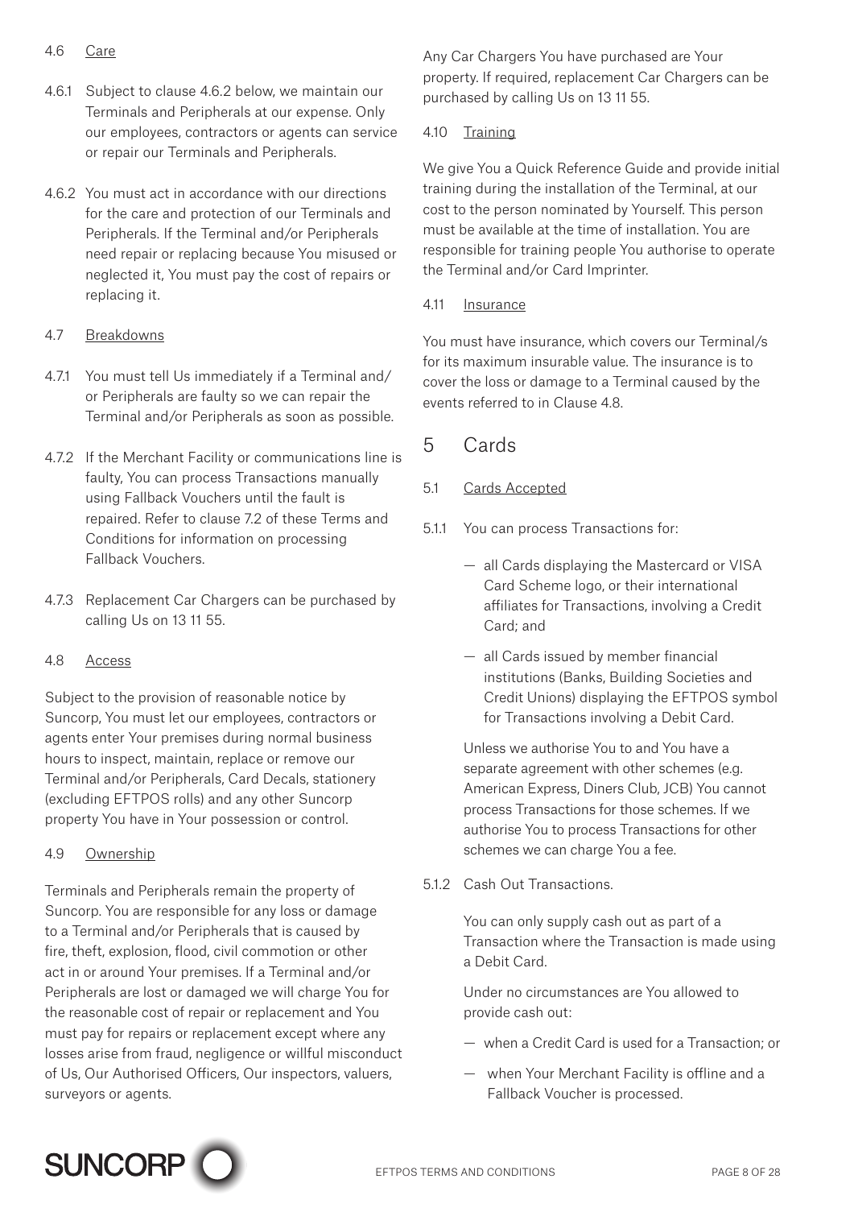### 4.6 Care

4.6.1 Subject to clause 4.6.2 below, we maintain our Terminals and Peripherals at our expense. Only our employees, contractors or agents can service or repair our Terminals and Peripherals.

4.6.2 You must act in accordance with our directions for the care and protection of our Terminals and Peripherals. If the Terminal and/or Peripherals need repair or replacing because You misused or neglected it, You must pay the cost of repairs or replacing it.

### 4.7 Breakdowns

4.7.1 You must tell Us immediately if a Terminal and/or Peripherals are faulty so we can repair the Terminal and/or Peripherals as soon as possible.

4.7.2 If the Merchant Facility or communications line is faulty, You can process Transactions manually using Fallback Vouchers until the fault is repaired. Refer to clause 7.2 of these Terms and Conditions for information on processing Fallback Vouchers.

4.7.3 Replacement Car Chargers can be purchased by calling Us on 13 11 55.

### 4.8 Access

Subject to the provision of reasonable notice by Suncorp, You must let our employees, contractors or agents enter Your premises during normal business hours to inspect, maintain, replace or remove our Terminal and/or Peripherals, Card Decals, stationery (excluding EFTPOS rolls) and any other Suncorp property You have in Your possession or control.

### 4.9 Ownership

Terminals and Peripherals remain the property of Suncorp. You are responsible for any loss or damage to a Terminal and/or Peripherals that is caused by fire, theft, explosion, flood, civil commotion or other act in or around Your premises. If a Terminal and/or Peripherals are lost or damaged we will charge You for the reasonable cost of repair or replacement and You must pay for repairs or replacement except where any losses arise from fraud, negligence or willful misconduct of Us, Our Authorised Officers, Our inspectors, valuers, surveyors or agents.

Any Car Chargers You have purchased are Your property. If required, replacement Car Chargers can be purchased by calling Us on 13 11 55.

### 4.10 Training

We give You a Quick Reference Guide and provide initial training during the installation of the Terminal, at our cost to the person nominated by Yourself. This person must be available at the time of installation. You are responsible for training people You authorise to operate the Terminal and/or Card Imprinter.

### 4.11 Insurance

You must have insurance, which covers our Terminal/s for its maximum insurable value. The insurance is to cover the loss or damage to a Terminal caused by the events referred to in Clause 4.8.

## 5 Cards

### 5.1 Cards Accepted

5.1.1 You can process Transactions for:

- all Cards displaying the Mastercard or VISA Card Scheme logo, or their international affiliates for Transactions, involving a Credit Card; and
- all Cards issued by member financial institutions (Banks, Building Societies and Credit Unions) displaying the EFTPOS symbol for Transactions involving a Debit Card.

Unless we authorise You to and You have a separate agreement with other schemes (e.g. American Express, Diners Club, JCB) You cannot process Transactions for those schemes. If we authorise You to process Transactions for other schemes we can charge You a fee.

5.1.2 Cash Out Transactions.

You can only supply cash out as part of a Transaction where the Transaction is made using a Debit Card.

Under no circumstances are You allowed to provide cash out:

- when a Credit Card is used for a Transaction; or
- when Your Merchant Facility is offline and a Fallback Voucher is processed.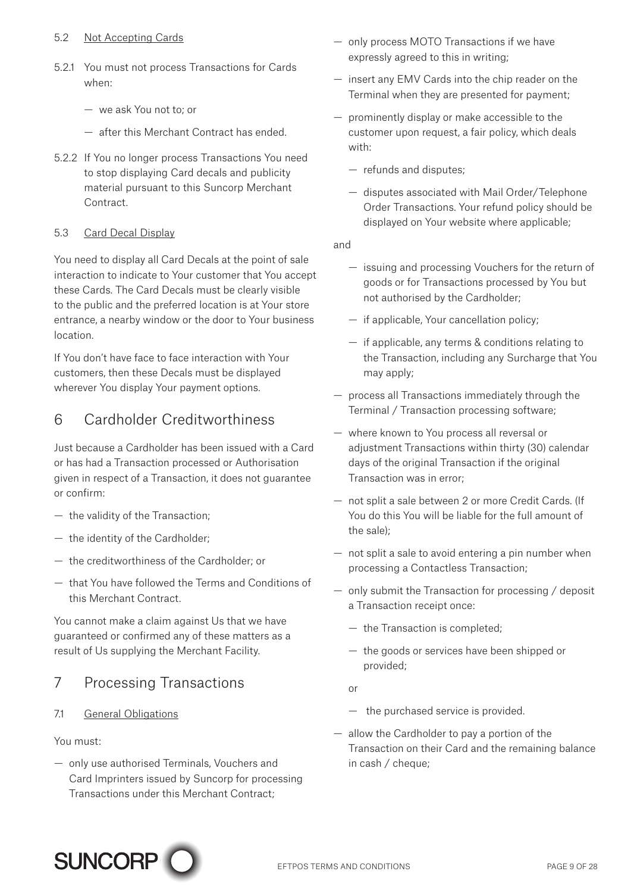### 5.2 Not Accepting Cards

5.2.1 You must not process Transactions for Cards when:

- we ask You not to; or
- after this Merchant Contract has ended.

5.2.2 If You no longer process Transactions You need to stop displaying Card decals and publicity material pursuant to this Suncorp Merchant Contract.

### 5.3 Card Decal Display

You need to display all Card Decals at the point of sale interaction to indicate to Your customer that You accept these Cards. The Card Decals must be clearly visible to the public and the preferred location is at Your store entrance, a nearby window or the door to Your business location.

If You don't have face to face interaction with Your customers, then these Decals must be displayed wherever You display Your payment options.

## 6 Cardholder Creditworthiness

Just because a Cardholder has been issued with a Card or has had a Transaction processed or Authorisation given in respect of a Transaction, it does not guarantee or confirm:

- the validity of the Transaction;
- the identity of the Cardholder;
- the creditworthiness of the Cardholder; or
- that You have followed the Terms and Conditions of this Merchant Contract.

You cannot make a claim against Us that we have guaranteed or confirmed any of these matters as a result of Us supplying the Merchant Facility.

## 7 Processing Transactions

### 7.1 General Obligations

You must:

- only use authorised Terminals, Vouchers and Card Imprinters issued by Suncorp for processing Transactions under this Merchant Contract;
- only process MOTO Transactions if we have expressly agreed to this in writing;
- insert any EMV Cards into the chip reader on the Terminal when they are presented for payment;
- prominently display or make accessible to the customer upon request, a fair policy, which deals with:
  - refunds and disputes;
  - disputes associated with Mail Order/Telephone Order Transactions. Your refund policy should be displayed on Your website where applicable;

  and

  - issuing and processing Vouchers for the return of goods or for Transactions processed by You but not authorised by the Cardholder;
  - if applicable, Your cancellation policy;
  - if applicable, any terms & conditions relating to the Transaction, including any Surcharge that You may apply;
- process all Transactions immediately through the Terminal / Transaction processing software;
- where known to You process all reversal or adjustment Transactions within thirty (30) calendar days of the original Transaction if the original Transaction was in error;
- not split a sale between 2 or more Credit Cards. (If You do this You will be liable for the full amount of the sale);
- not split a sale to avoid entering a pin number when processing a Contactless Transaction;
- only submit the Transaction for processing / deposit a Transaction receipt once:
  - the Transaction is completed;
  - the goods or services have been shipped or provided;

  or

  - the purchased service is provided.
- allow the Cardholder to pay a portion of the Transaction on their Card and the remaining balance in cash / cheque;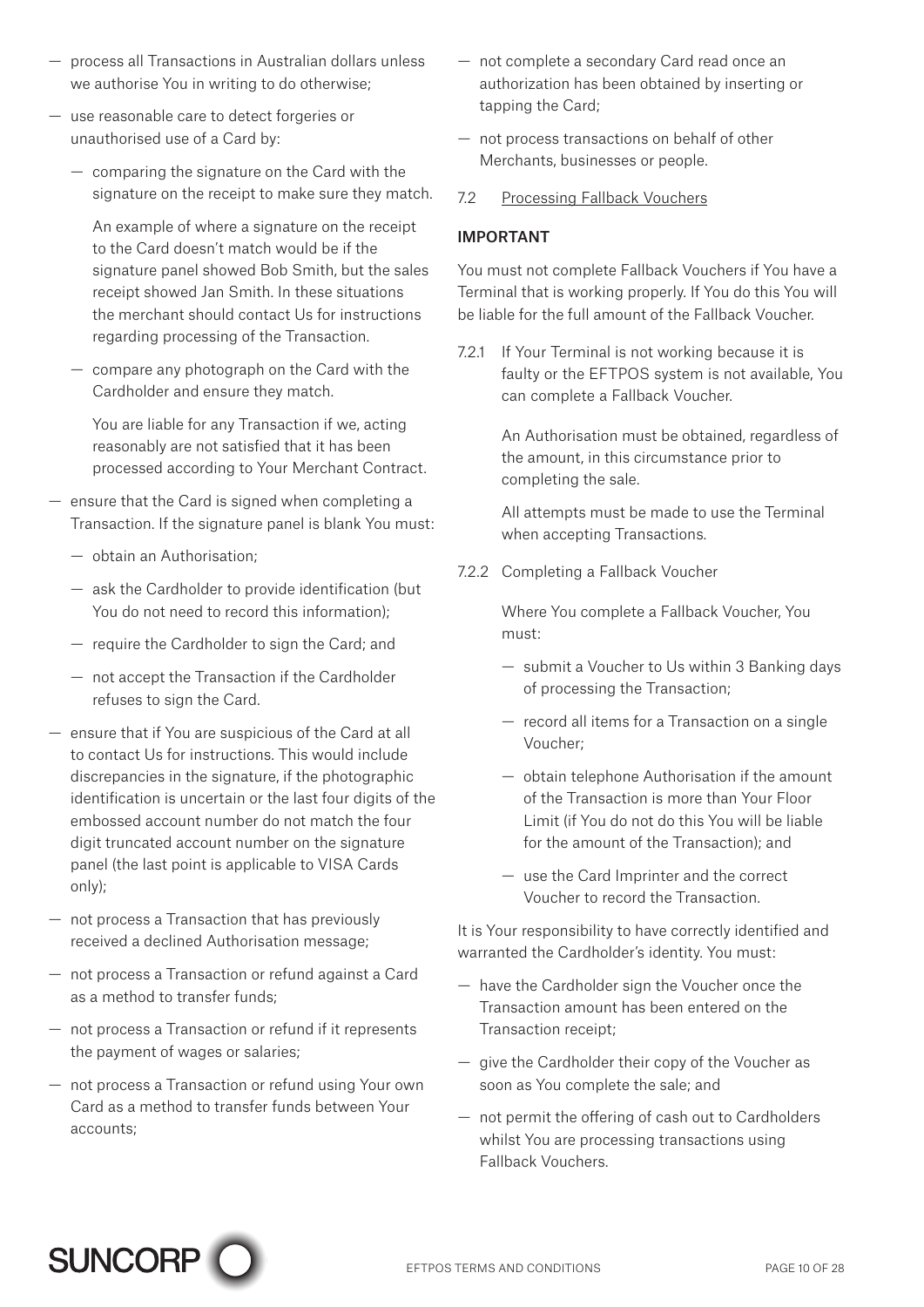- process all Transactions in Australian dollars unless we authorise You in writing to do otherwise;
- use reasonable care to detect forgeries or unauthorised use of a Card by:
  - comparing the signature on the Card with the signature on the receipt to make sure they match.

    An example of where a signature on the receipt to the Card doesn't match would be if the signature panel showed Bob Smith, but the sales receipt showed Jan Smith. In these situations the merchant should contact Us for instructions regarding processing of the Transaction.
  - compare any photograph on the Card with the Cardholder and ensure they match.

    You are liable for any Transaction if we, acting reasonably are not satisfied that it has been processed according to Your Merchant Contract.
- ensure that the Card is signed when completing a Transaction. If the signature panel is blank You must:
  - obtain an Authorisation;
  - ask the Cardholder to provide identification (but You do not need to record this information);
  - require the Cardholder to sign the Card; and
  - not accept the Transaction if the Cardholder refuses to sign the Card.
- ensure that if You are suspicious of the Card at all to contact Us for instructions. This would include discrepancies in the signature, if the photographic identification is uncertain or the last four digits of the embossed account number do not match the four digit truncated account number on the signature panel (the last point is applicable to VISA Cards only);
- not process a Transaction that has previously received a declined Authorisation message;
- not process a Transaction or refund against a Card as a method to transfer funds;
- not process a Transaction or refund if it represents the payment of wages or salaries;
- not process a Transaction or refund using Your own Card as a method to transfer funds between Your accounts;
- not complete a secondary Card read once an authorization has been obtained by inserting or tapping the Card;
- not process transactions on behalf of other Merchants, businesses or people.

7.2 Processing Fallback Vouchers

**IMPORTANT**

You must not complete Fallback Vouchers if You have a Terminal that is working properly. If You do this You will be liable for the full amount of the Fallback Voucher.

7.2.1 If Your Terminal is not working because it is faulty or the EFTPOS system is not available, You can complete a Fallback Voucher.

An Authorisation must be obtained, regardless of the amount, in this circumstance prior to completing the sale.

All attempts must be made to use the Terminal when accepting Transactions.

7.2.2 Completing a Fallback Voucher

Where You complete a Fallback Voucher, You must:

- submit a Voucher to Us within 3 Banking days of processing the Transaction;
- record all items for a Transaction on a single Voucher;
- obtain telephone Authorisation if the amount of the Transaction is more than Your Floor Limit (if You do not do this You will be liable for the amount of the Transaction); and
- use the Card Imprinter and the correct Voucher to record the Transaction.

It is Your responsibility to have correctly identified and warranted the Cardholder's identity. You must:

- have the Cardholder sign the Voucher once the Transaction amount has been entered on the Transaction receipt;
- give the Cardholder their copy of the Voucher as soon as You complete the sale; and
- not permit the offering of cash out to Cardholders whilst You are processing transactions using Fallback Vouchers.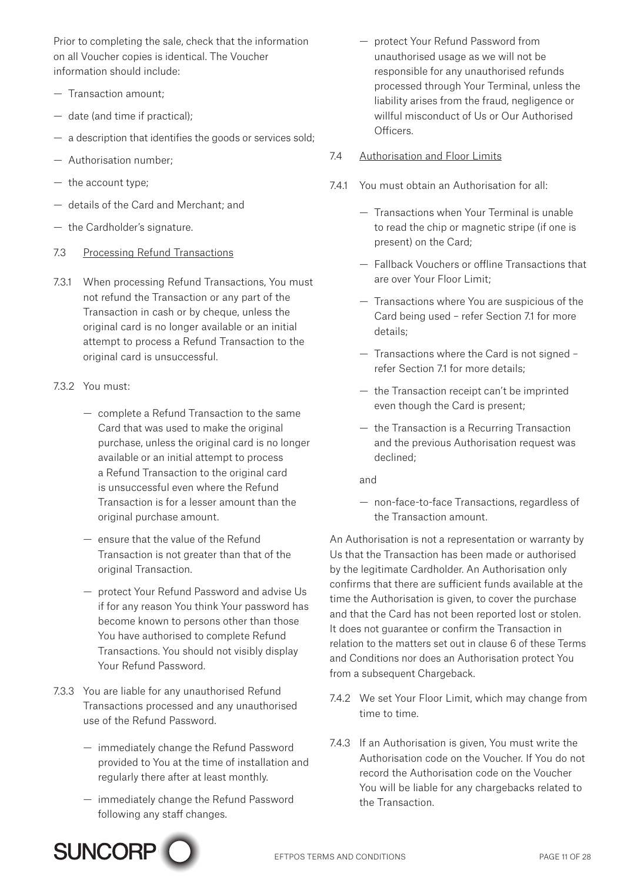Prior to completing the sale, check that the information on all Voucher copies is identical. The Voucher information should include:

- Transaction amount;
- date (and time if practical);
- a description that identifies the goods or services sold;
- Authorisation number;
- the account type;
- details of the Card and Merchant; and
- the Cardholder's signature.

7.3 Processing Refund Transactions

7.3.1 When processing Refund Transactions, You must not refund the Transaction or any part of the Transaction in cash or by cheque, unless the original card is no longer available or an initial attempt to process a Refund Transaction to the original card is unsuccessful.

7.3.2 You must:

- complete a Refund Transaction to the same Card that was used to make the original purchase, unless the original card is no longer available or an initial attempt to process a Refund Transaction to the original card is unsuccessful even where the Refund Transaction is for a lesser amount than the original purchase amount.
- ensure that the value of the Refund Transaction is not greater than that of the original Transaction.
- protect Your Refund Password and advise Us if for any reason You think Your password has become known to persons other than those You have authorised to complete Refund Transactions. You should not visibly display Your Refund Password.

7.3.3 You are liable for any unauthorised Refund Transactions processed and any unauthorised use of the Refund Password.

- immediately change the Refund Password provided to You at the time of installation and regularly there after at least monthly.
- immediately change the Refund Password following any staff changes.
- protect Your Refund Password from unauthorised usage as we will not be responsible for any unauthorised refunds processed through Your Terminal, unless the liability arises from the fraud, negligence or willful misconduct of Us or Our Authorised Officers.

7.4 Authorisation and Floor Limits

7.4.1 You must obtain an Authorisation for all:

- Transactions when Your Terminal is unable to read the chip or magnetic stripe (if one is present) on the Card;
- Fallback Vouchers or offline Transactions that are over Your Floor Limit;
- Transactions where You are suspicious of the Card being used – refer Section 7.1 for more details;
- Transactions where the Card is not signed – refer Section 7.1 for more details;
- the Transaction receipt can't be imprinted even though the Card is present;
- the Transaction is a Recurring Transaction and the previous Authorisation request was declined;

and

- non-face-to-face Transactions, regardless of the Transaction amount.

An Authorisation is not a representation or warranty by Us that the Transaction has been made or authorised by the legitimate Cardholder. An Authorisation only confirms that there are sufficient funds available at the time the Authorisation is given, to cover the purchase and that the Card has not been reported lost or stolen. It does not guarantee or confirm the Transaction in relation to the matters set out in clause 6 of these Terms and Conditions nor does an Authorisation protect You from a subsequent Chargeback.

7.4.2 We set Your Floor Limit, which may change from time to time.

7.4.3 If an Authorisation is given, You must write the Authorisation code on the Voucher. If You do not record the Authorisation code on the Voucher You will be liable for any chargebacks related to the Transaction.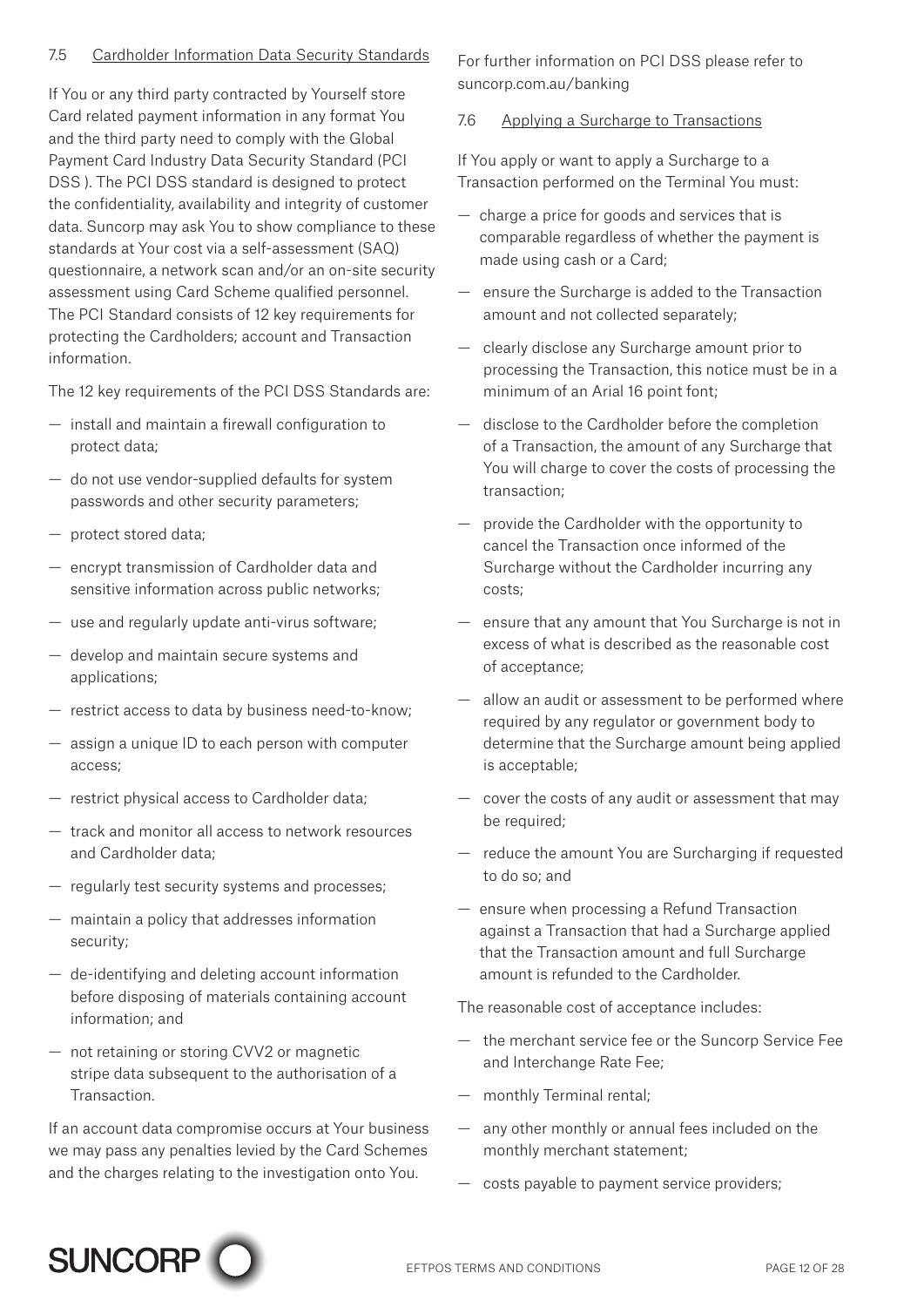### 7.5 Cardholder Information Data Security Standards

If You or any third party contracted by Yourself store Card related payment information in any format You and the third party need to comply with the Global Payment Card Industry Data Security Standard (PCI DSS ). The PCI DSS standard is designed to protect the confidentiality, availability and integrity of customer data. Suncorp may ask You to show compliance to these standards at Your cost via a self-assessment (SAQ) questionnaire, a network scan and/or an on-site security assessment using Card Scheme qualified personnel. The PCI Standard consists of 12 key requirements for protecting the Cardholders; account and Transaction information.

The 12 key requirements of the PCI DSS Standards are:

- install and maintain a firewall configuration to protect data;
- do not use vendor-supplied defaults for system passwords and other security parameters;
- protect stored data;
- encrypt transmission of Cardholder data and sensitive information across public networks;
- use and regularly update anti-virus software;
- develop and maintain secure systems and applications;
- restrict access to data by business need-to-know;
- assign a unique ID to each person with computer access;
- restrict physical access to Cardholder data;
- track and monitor all access to network resources and Cardholder data;
- regularly test security systems and processes;
- maintain a policy that addresses information security;
- de-identifying and deleting account information before disposing of materials containing account information; and
- not retaining or storing CVV2 or magnetic stripe data subsequent to the authorisation of a Transaction.

If an account data compromise occurs at Your business we may pass any penalties levied by the Card Schemes and the charges relating to the investigation onto You.

For further information on PCI DSS please refer to suncorp.com.au/banking

### 7.6 Applying a Surcharge to Transactions

If You apply or want to apply a Surcharge to a Transaction performed on the Terminal You must:

- charge a price for goods and services that is comparable regardless of whether the payment is made using cash or a Card;
- ensure the Surcharge is added to the Transaction amount and not collected separately;
- clearly disclose any Surcharge amount prior to processing the Transaction, this notice must be in a minimum of an Arial 16 point font;
- disclose to the Cardholder before the completion of a Transaction, the amount of any Surcharge that You will charge to cover the costs of processing the transaction;
- provide the Cardholder with the opportunity to cancel the Transaction once informed of the Surcharge without the Cardholder incurring any costs;
- ensure that any amount that You Surcharge is not in excess of what is described as the reasonable cost of acceptance;
- allow an audit or assessment to be performed where required by any regulator or government body to determine that the Surcharge amount being applied is acceptable;
- cover the costs of any audit or assessment that may be required;
- reduce the amount You are Surcharging if requested to do so; and
- ensure when processing a Refund Transaction against a Transaction that had a Surcharge applied that the Transaction amount and full Surcharge amount is refunded to the Cardholder.

The reasonable cost of acceptance includes:

- the merchant service fee or the Suncorp Service Fee and Interchange Rate Fee;
- monthly Terminal rental;
- any other monthly or annual fees included on the monthly merchant statement;
- costs payable to payment service providers;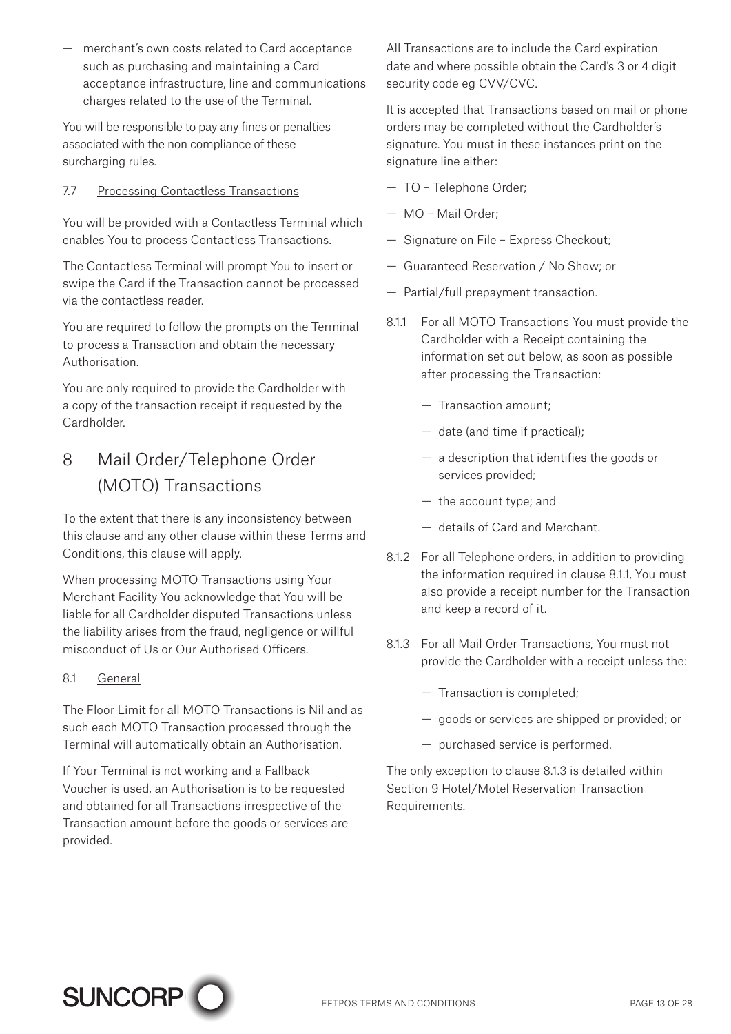- merchant's own costs related to Card acceptance such as purchasing and maintaining a Card acceptance infrastructure, line and communications charges related to the use of the Terminal.

You will be responsible to pay any fines or penalties associated with the non compliance of these surcharging rules.

### 7.7 Processing Contactless Transactions

You will be provided with a Contactless Terminal which enables You to process Contactless Transactions.

The Contactless Terminal will prompt You to insert or swipe the Card if the Transaction cannot be processed via the contactless reader.

You are required to follow the prompts on the Terminal to process a Transaction and obtain the necessary Authorisation.

You are only required to provide the Cardholder with a copy of the transaction receipt if requested by the Cardholder.

## 8 Mail Order/Telephone Order (MOTO) Transactions

To the extent that there is any inconsistency between this clause and any other clause within these Terms and Conditions, this clause will apply.

When processing MOTO Transactions using Your Merchant Facility You acknowledge that You will be liable for all Cardholder disputed Transactions unless the liability arises from the fraud, negligence or willful misconduct of Us or Our Authorised Officers.

### 8.1 General

The Floor Limit for all MOTO Transactions is Nil and as such each MOTO Transaction processed through the Terminal will automatically obtain an Authorisation.

If Your Terminal is not working and a Fallback Voucher is used, an Authorisation is to be requested and obtained for all Transactions irrespective of the Transaction amount before the goods or services are provided.

All Transactions are to include the Card expiration date and where possible obtain the Card's 3 or 4 digit security code eg CVV/CVC.

It is accepted that Transactions based on mail or phone orders may be completed without the Cardholder's signature. You must in these instances print on the signature line either:

- TO – Telephone Order;
- MO – Mail Order;
- Signature on File – Express Checkout;
- Guaranteed Reservation / No Show; or
- Partial/full prepayment transaction.

8.1.1 For all MOTO Transactions You must provide the Cardholder with a Receipt containing the information set out below, as soon as possible after processing the Transaction:

- Transaction amount;
- date (and time if practical);
- a description that identifies the goods or services provided;
- the account type; and
- details of Card and Merchant.

8.1.2 For all Telephone orders, in addition to providing the information required in clause 8.1.1, You must also provide a receipt number for the Transaction and keep a record of it.

8.1.3 For all Mail Order Transactions, You must not provide the Cardholder with a receipt unless the:

- Transaction is completed;
- goods or services are shipped or provided; or
- purchased service is performed.

The only exception to clause 8.1.3 is detailed within Section 9 Hotel/Motel Reservation Transaction Requirements.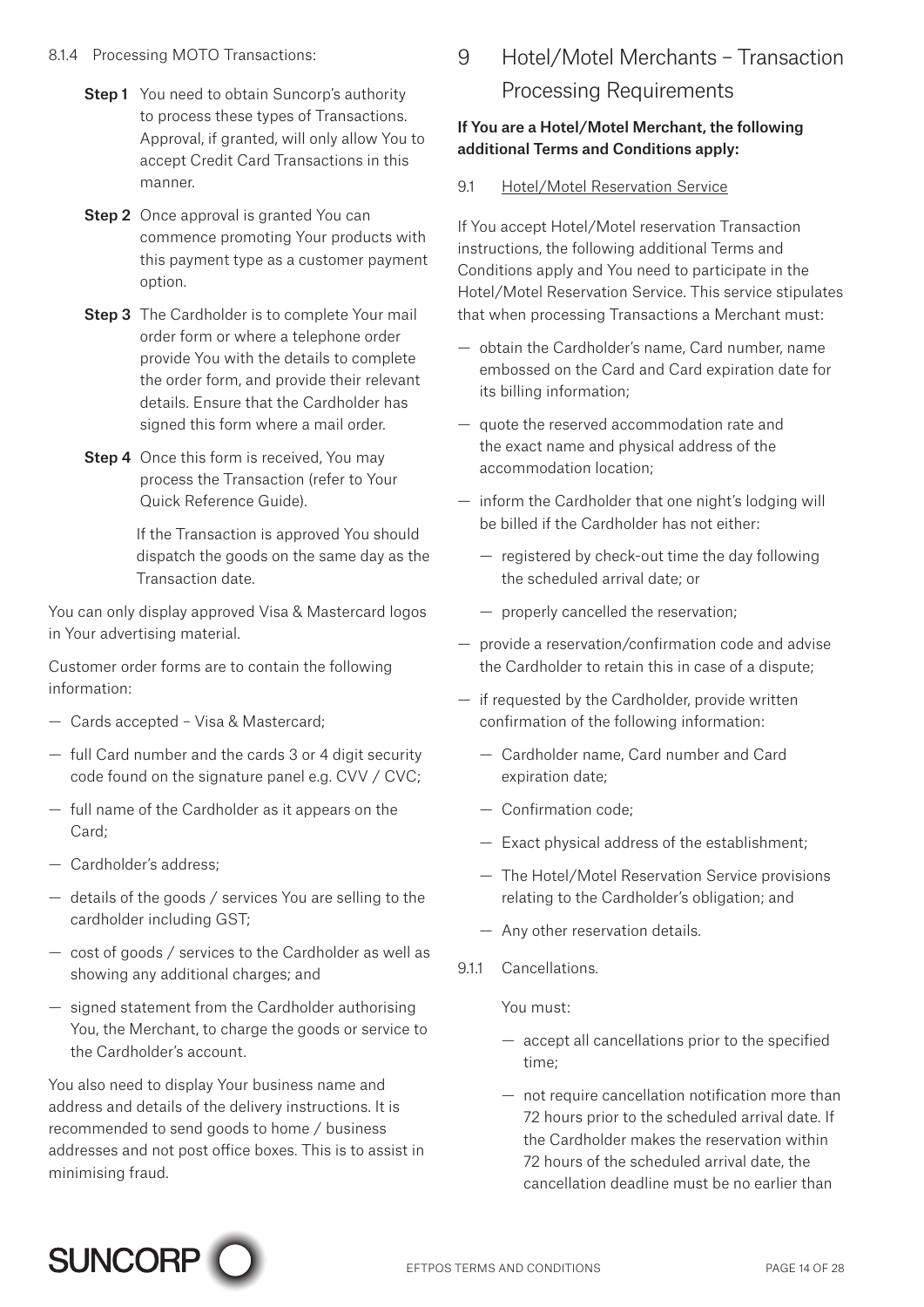8.1.4 Processing MOTO Transactions:

**Step 1** You need to obtain Suncorp's authority to process these types of Transactions. Approval, if granted, will only allow You to accept Credit Card Transactions in this manner.

**Step 2** Once approval is granted You can commence promoting Your products with this payment type as a customer payment option.

**Step 3** The Cardholder is to complete Your mail order form or where a telephone order provide You with the details to complete the order form, and provide their relevant details. Ensure that the Cardholder has signed this form where a mail order.

**Step 4** Once this form is received, You may process the Transaction (refer to Your Quick Reference Guide).

If the Transaction is approved You should dispatch the goods on the same day as the Transaction date.

You can only display approved Visa & Mastercard logos in Your advertising material.

Customer order forms are to contain the following information:

- Cards accepted – Visa & Mastercard;
- full Card number and the cards 3 or 4 digit security code found on the signature panel e.g. CVV / CVC;
- full name of the Cardholder as it appears on the Card;
- Cardholder's address;
- details of the goods / services You are selling to the cardholder including GST;
- cost of goods / services to the Cardholder as well as showing any additional charges; and
- signed statement from the Cardholder authorising You, the Merchant, to charge the goods or service to the Cardholder's account.

You also need to display Your business name and address and details of the delivery instructions. It is recommended to send goods to home / business addresses and not post office boxes. This is to assist in minimising fraud.

# 9 Hotel/Motel Merchants – Transaction Processing Requirements

**If You are a Hotel/Motel Merchant, the following additional Terms and Conditions apply:**

9.1 Hotel/Motel Reservation Service

If You accept Hotel/Motel reservation Transaction instructions, the following additional Terms and Conditions apply and You need to participate in the Hotel/Motel Reservation Service. This service stipulates that when processing Transactions a Merchant must:

- obtain the Cardholder's name, Card number, name embossed on the Card and Card expiration date for its billing information;
- quote the reserved accommodation rate and the exact name and physical address of the accommodation location;
- inform the Cardholder that one night's lodging will be billed if the Cardholder has not either:
  - registered by check-out time the day following the scheduled arrival date; or
  - properly cancelled the reservation;
- provide a reservation/confirmation code and advise the Cardholder to retain this in case of a dispute;
- if requested by the Cardholder, provide written confirmation of the following information:
  - Cardholder name, Card number and Card expiration date;
  - Confirmation code;
  - Exact physical address of the establishment;
  - The Hotel/Motel Reservation Service provisions relating to the Cardholder's obligation; and
  - Any other reservation details.

9.1.1 Cancellations.

You must:

- accept all cancellations prior to the specified time;
- not require cancellation notification more than 72 hours prior to the scheduled arrival date. If the Cardholder makes the reservation within 72 hours of the scheduled arrival date, the cancellation deadline must be no earlier than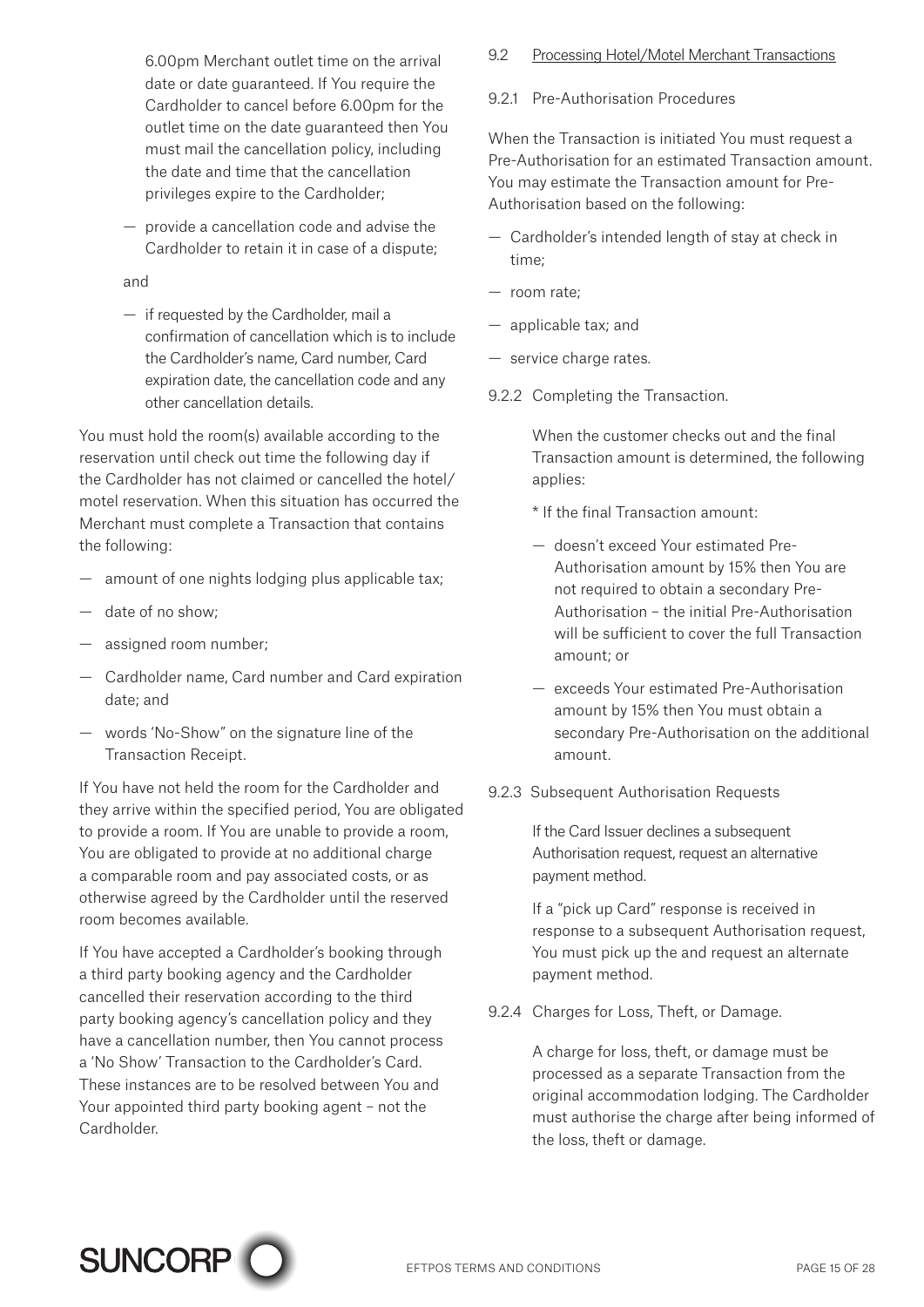6.00pm Merchant outlet time on the arrival date or date guaranteed. If You require the Cardholder to cancel before 6.00pm for the outlet time on the date guaranteed then You must mail the cancellation policy, including the date and time that the cancellation privileges expire to the Cardholder;

— provide a cancellation code and advise the Cardholder to retain it in case of a dispute;

and

— if requested by the Cardholder, mail a confirmation of cancellation which is to include the Cardholder's name, Card number, Card expiration date, the cancellation code and any other cancellation details.

You must hold the room(s) available according to the reservation until check out time the following day if the Cardholder has not claimed or cancelled the hotel/motel reservation. When this situation has occurred the Merchant must complete a Transaction that contains the following:

— amount of one nights lodging plus applicable tax;

— date of no show;

— assigned room number;

— Cardholder name, Card number and Card expiration date; and

— words 'No-Show" on the signature line of the Transaction Receipt.

If You have not held the room for the Cardholder and they arrive within the specified period, You are obligated to provide a room. If You are unable to provide a room, You are obligated to provide at no additional charge a comparable room and pay associated costs, or as otherwise agreed by the Cardholder until the reserved room becomes available.

If You have accepted a Cardholder's booking through a third party booking agency and the Cardholder cancelled their reservation according to the third party booking agency's cancellation policy and they have a cancellation number, then You cannot process a 'No Show' Transaction to the Cardholder's Card. These instances are to be resolved between You and Your appointed third party booking agent – not the Cardholder.

9.2 Processing Hotel/Motel Merchant Transactions

9.2.1 Pre-Authorisation Procedures

When the Transaction is initiated You must request a Pre-Authorisation for an estimated Transaction amount. You may estimate the Transaction amount for Pre-Authorisation based on the following:

— Cardholder's intended length of stay at check in time;

— room rate;

— applicable tax; and

— service charge rates.

9.2.2 Completing the Transaction.

When the customer checks out and the final Transaction amount is determined, the following applies:

* If the final Transaction amount:

— doesn't exceed Your estimated Pre-Authorisation amount by 15% then You are not required to obtain a secondary Pre-Authorisation – the initial Pre-Authorisation will be sufficient to cover the full Transaction amount; or

— exceeds Your estimated Pre-Authorisation amount by 15% then You must obtain a secondary Pre-Authorisation on the additional amount.

9.2.3 Subsequent Authorisation Requests

If the Card Issuer declines a subsequent Authorisation request, request an alternative payment method.

If a "pick up Card" response is received in response to a subsequent Authorisation request, You must pick up the and request an alternate payment method.

9.2.4 Charges for Loss, Theft, or Damage.

A charge for loss, theft, or damage must be processed as a separate Transaction from the original accommodation lodging. The Cardholder must authorise the charge after being informed of the loss, theft or damage.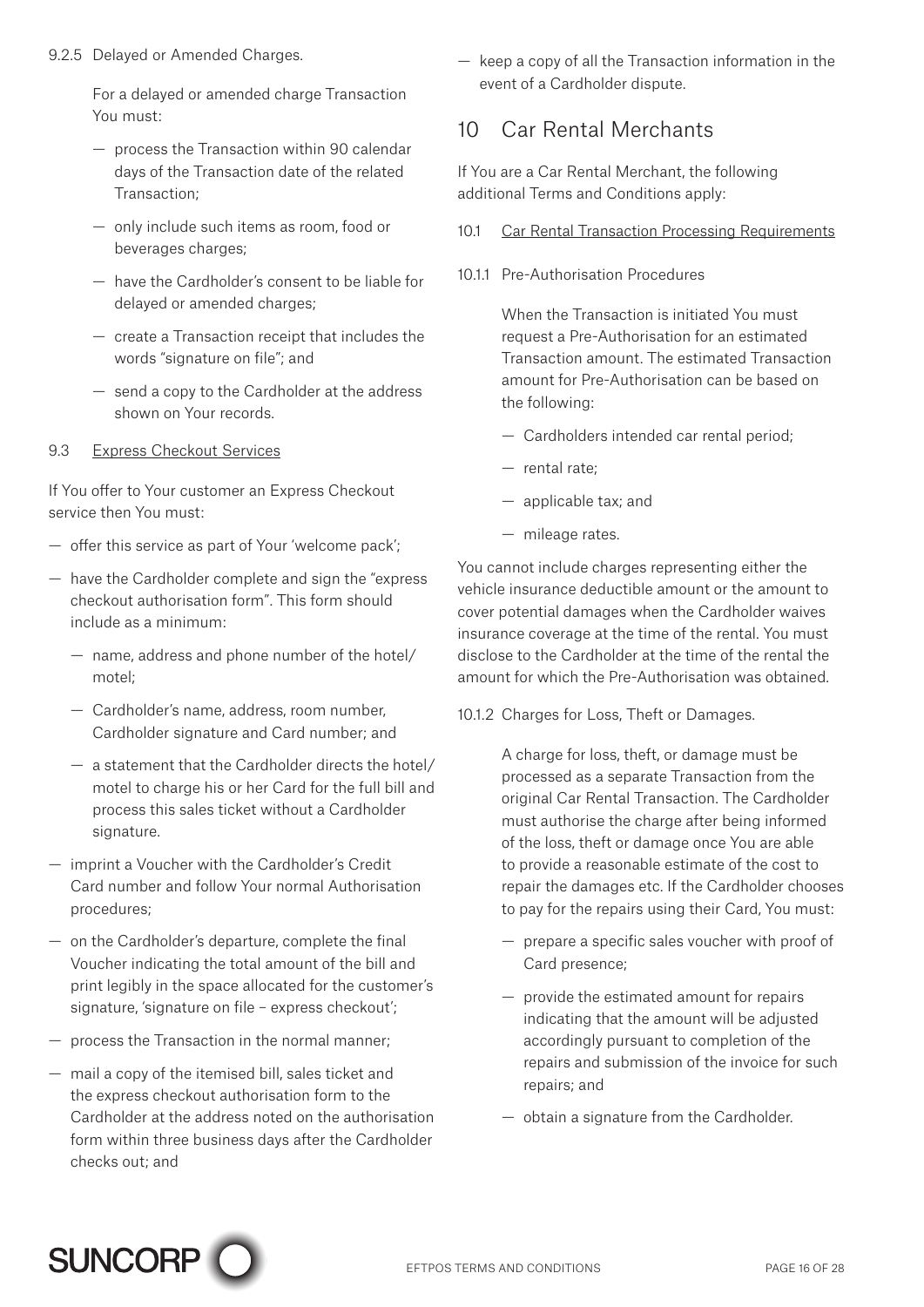9.2.5 Delayed or Amended Charges.

For a delayed or amended charge Transaction You must:

- process the Transaction within 90 calendar days of the Transaction date of the related Transaction;
- only include such items as room, food or beverages charges;
- have the Cardholder's consent to be liable for delayed or amended charges;
- create a Transaction receipt that includes the words "signature on file"; and
- send a copy to the Cardholder at the address shown on Your records.

9.3 Express Checkout Services

If You offer to Your customer an Express Checkout service then You must:

- offer this service as part of Your 'welcome pack';
- have the Cardholder complete and sign the "express checkout authorisation form". This form should include as a minimum:
  - name, address and phone number of the hotel/motel;
  - Cardholder's name, address, room number, Cardholder signature and Card number; and
  - a statement that the Cardholder directs the hotel/motel to charge his or her Card for the full bill and process this sales ticket without a Cardholder signature.
- imprint a Voucher with the Cardholder's Credit Card number and follow Your normal Authorisation procedures;
- on the Cardholder's departure, complete the final Voucher indicating the total amount of the bill and print legibly in the space allocated for the customer's signature, 'signature on file – express checkout';
- process the Transaction in the normal manner;
- mail a copy of the itemised bill, sales ticket and the express checkout authorisation form to the Cardholder at the address noted on the authorisation form within three business days after the Cardholder checks out; and
- keep a copy of all the Transaction information in the event of a Cardholder dispute.

## 10 Car Rental Merchants

If You are a Car Rental Merchant, the following additional Terms and Conditions apply:

10.1 Car Rental Transaction Processing Requirements

10.1.1 Pre-Authorisation Procedures

When the Transaction is initiated You must request a Pre-Authorisation for an estimated Transaction amount. The estimated Transaction amount for Pre-Authorisation can be based on the following:

- Cardholders intended car rental period;
- rental rate;
- applicable tax; and
- mileage rates.

You cannot include charges representing either the vehicle insurance deductible amount or the amount to cover potential damages when the Cardholder waives insurance coverage at the time of the rental. You must disclose to the Cardholder at the time of the rental the amount for which the Pre-Authorisation was obtained.

10.1.2 Charges for Loss, Theft or Damages.

A charge for loss, theft, or damage must be processed as a separate Transaction from the original Car Rental Transaction. The Cardholder must authorise the charge after being informed of the loss, theft or damage once You are able to provide a reasonable estimate of the cost to repair the damages etc. If the Cardholder chooses to pay for the repairs using their Card, You must:

- prepare a specific sales voucher with proof of Card presence;
- provide the estimated amount for repairs indicating that the amount will be adjusted accordingly pursuant to completion of the repairs and submission of the invoice for such repairs; and
- obtain a signature from the Cardholder.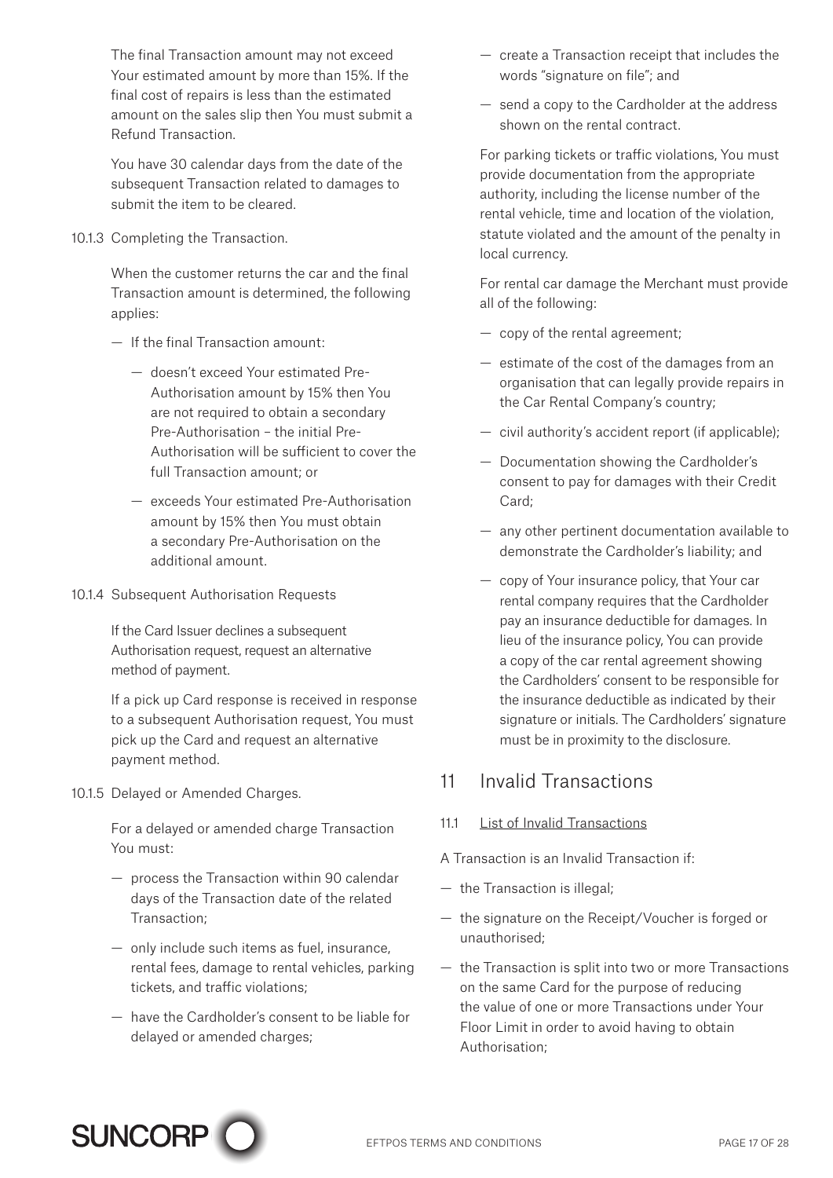The final Transaction amount may not exceed Your estimated amount by more than 15%. If the final cost of repairs is less than the estimated amount on the sales slip then You must submit a Refund Transaction.

You have 30 calendar days from the date of the subsequent Transaction related to damages to submit the item to be cleared.

10.1.3 Completing the Transaction.

When the customer returns the car and the final Transaction amount is determined, the following applies:

- If the final Transaction amount:
  - doesn't exceed Your estimated Pre-Authorisation amount by 15% then You are not required to obtain a secondary Pre-Authorisation – the initial Pre-Authorisation will be sufficient to cover the full Transaction amount; or
  - exceeds Your estimated Pre-Authorisation amount by 15% then You must obtain a secondary Pre-Authorisation on the additional amount.

10.1.4 Subsequent Authorisation Requests

If the Card Issuer declines a subsequent Authorisation request, request an alternative method of payment.

If a pick up Card response is received in response to a subsequent Authorisation request, You must pick up the Card and request an alternative payment method.

10.1.5 Delayed or Amended Charges.

For a delayed or amended charge Transaction You must:

- process the Transaction within 90 calendar days of the Transaction date of the related Transaction;
- only include such items as fuel, insurance, rental fees, damage to rental vehicles, parking tickets, and traffic violations;
- have the Cardholder's consent to be liable for delayed or amended charges;
- create a Transaction receipt that includes the words "signature on file"; and
- send a copy to the Cardholder at the address shown on the rental contract.

For parking tickets or traffic violations, You must provide documentation from the appropriate authority, including the license number of the rental vehicle, time and location of the violation, statute violated and the amount of the penalty in local currency.

For rental car damage the Merchant must provide all of the following:

- copy of the rental agreement;
- estimate of the cost of the damages from an organisation that can legally provide repairs in the Car Rental Company's country;
- civil authority's accident report (if applicable);
- Documentation showing the Cardholder's consent to pay for damages with their Credit Card;
- any other pertinent documentation available to demonstrate the Cardholder's liability; and
- copy of Your insurance policy, that Your car rental company requires that the Cardholder pay an insurance deductible for damages. In lieu of the insurance policy, You can provide a copy of the car rental agreement showing the Cardholders' consent to be responsible for the insurance deductible as indicated by their signature or initials. The Cardholders' signature must be in proximity to the disclosure.

## 11 Invalid Transactions

### 11.1 List of Invalid Transactions

A Transaction is an Invalid Transaction if:

- the Transaction is illegal;
- the signature on the Receipt/Voucher is forged or unauthorised;
- the Transaction is split into two or more Transactions on the same Card for the purpose of reducing the value of one or more Transactions under Your Floor Limit in order to avoid having to obtain Authorisation;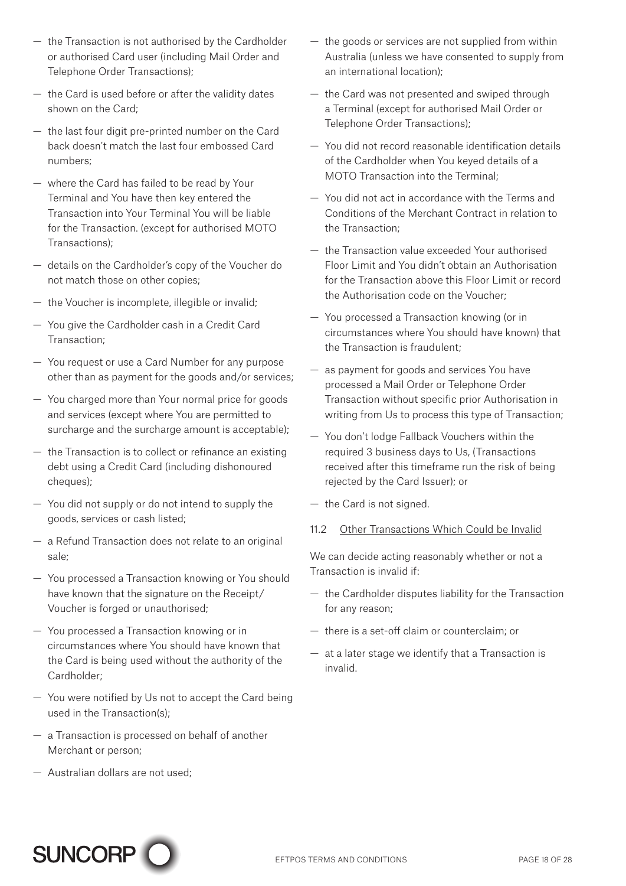- the Transaction is not authorised by the Cardholder or authorised Card user (including Mail Order and Telephone Order Transactions);
- the Card is used before or after the validity dates shown on the Card;
- the last four digit pre-printed number on the Card back doesn't match the last four embossed Card numbers;
- where the Card has failed to be read by Your Terminal and You have then key entered the Transaction into Your Terminal You will be liable for the Transaction. (except for authorised MOTO Transactions);
- details on the Cardholder's copy of the Voucher do not match those on other copies;
- the Voucher is incomplete, illegible or invalid;
- You give the Cardholder cash in a Credit Card Transaction;
- You request or use a Card Number for any purpose other than as payment for the goods and/or services;
- You charged more than Your normal price for goods and services (except where You are permitted to surcharge and the surcharge amount is acceptable);
- the Transaction is to collect or refinance an existing debt using a Credit Card (including dishonoured cheques);
- You did not supply or do not intend to supply the goods, services or cash listed;
- a Refund Transaction does not relate to an original sale;
- You processed a Transaction knowing or You should have known that the signature on the Receipt/ Voucher is forged or unauthorised;
- You processed a Transaction knowing or in circumstances where You should have known that the Card is being used without the authority of the Cardholder;
- You were notified by Us not to accept the Card being used in the Transaction(s);
- a Transaction is processed on behalf of another Merchant or person;
- Australian dollars are not used;
- the goods or services are not supplied from within Australia (unless we have consented to supply from an international location);
- the Card was not presented and swiped through a Terminal (except for authorised Mail Order or Telephone Order Transactions);
- You did not record reasonable identification details of the Cardholder when You keyed details of a MOTO Transaction into the Terminal;
- You did not act in accordance with the Terms and Conditions of the Merchant Contract in relation to the Transaction;
- the Transaction value exceeded Your authorised Floor Limit and You didn't obtain an Authorisation for the Transaction above this Floor Limit or record the Authorisation code on the Voucher;
- You processed a Transaction knowing (or in circumstances where You should have known) that the Transaction is fraudulent;
- as payment for goods and services You have processed a Mail Order or Telephone Order Transaction without specific prior Authorisation in writing from Us to process this type of Transaction;
- You don't lodge Fallback Vouchers within the required 3 business days to Us, (Transactions received after this timeframe run the risk of being rejected by the Card Issuer); or
- the Card is not signed.

11.2 Other Transactions Which Could be Invalid

We can decide acting reasonably whether or not a Transaction is invalid if:

- the Cardholder disputes liability for the Transaction for any reason;
- there is a set-off claim or counterclaim; or
- at a later stage we identify that a Transaction is invalid.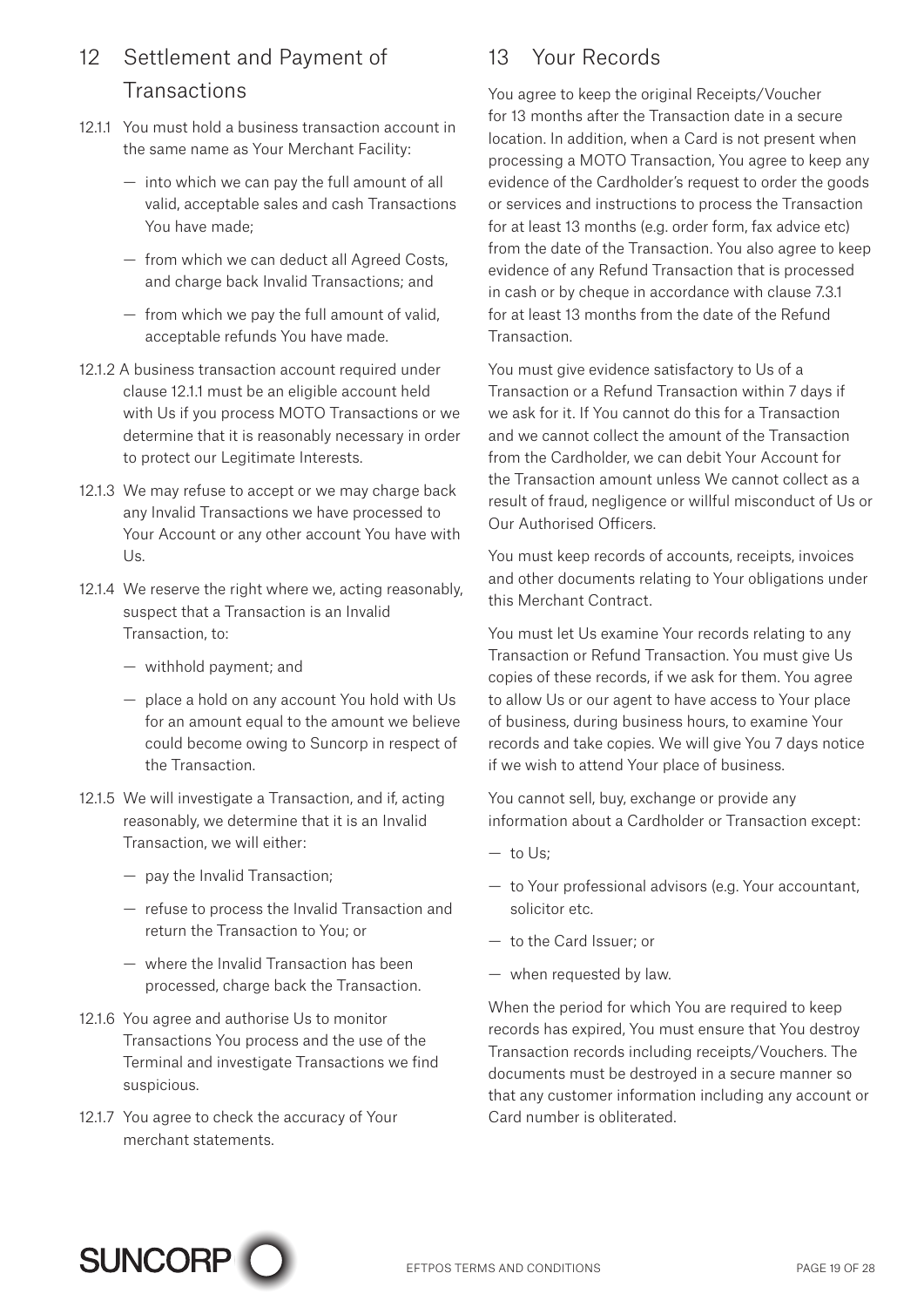## 12 Settlement and Payment of Transactions

12.1.1 You must hold a business transaction account in the same name as Your Merchant Facility:

- into which we can pay the full amount of all valid, acceptable sales and cash Transactions You have made;
- from which we can deduct all Agreed Costs, and charge back Invalid Transactions; and
- from which we pay the full amount of valid, acceptable refunds You have made.

12.1.2 A business transaction account required under clause 12.1.1 must be an eligible account held with Us if you process MOTO Transactions or we determine that it is reasonably necessary in order to protect our Legitimate Interests.

12.1.3 We may refuse to accept or we may charge back any Invalid Transactions we have processed to Your Account or any other account You have with Us.

12.1.4 We reserve the right where we, acting reasonably, suspect that a Transaction is an Invalid Transaction, to:

- withhold payment; and
- place a hold on any account You hold with Us for an amount equal to the amount we believe could become owing to Suncorp in respect of the Transaction.

12.1.5 We will investigate a Transaction, and if, acting reasonably, we determine that it is an Invalid Transaction, we will either:

- pay the Invalid Transaction;
- refuse to process the Invalid Transaction and return the Transaction to You; or
- where the Invalid Transaction has been processed, charge back the Transaction.

12.1.6 You agree and authorise Us to monitor Transactions You process and the use of the Terminal and investigate Transactions we find suspicious.

12.1.7 You agree to check the accuracy of Your merchant statements.

## 13 Your Records

You agree to keep the original Receipts/Voucher for 13 months after the Transaction date in a secure location. In addition, when a Card is not present when processing a MOTO Transaction, You agree to keep any evidence of the Cardholder's request to order the goods or services and instructions to process the Transaction for at least 13 months (e.g. order form, fax advice etc) from the date of the Transaction. You also agree to keep evidence of any Refund Transaction that is processed in cash or by cheque in accordance with clause 7.3.1 for at least 13 months from the date of the Refund Transaction.

You must give evidence satisfactory to Us of a Transaction or a Refund Transaction within 7 days if we ask for it. If You cannot do this for a Transaction and we cannot collect the amount of the Transaction from the Cardholder, we can debit Your Account for the Transaction amount unless We cannot collect as a result of fraud, negligence or willful misconduct of Us or Our Authorised Officers.

You must keep records of accounts, receipts, invoices and other documents relating to Your obligations under this Merchant Contract.

You must let Us examine Your records relating to any Transaction or Refund Transaction. You must give Us copies of these records, if we ask for them. You agree to allow Us or our agent to have access to Your place of business, during business hours, to examine Your records and take copies. We will give You 7 days notice if we wish to attend Your place of business.

You cannot sell, buy, exchange or provide any information about a Cardholder or Transaction except:

- to Us;
- to Your professional advisors (e.g. Your accountant, solicitor etc.
- to the Card Issuer; or
- when requested by law.

When the period for which You are required to keep records has expired, You must ensure that You destroy Transaction records including receipts/Vouchers. The documents must be destroyed in a secure manner so that any customer information including any account or Card number is obliterated.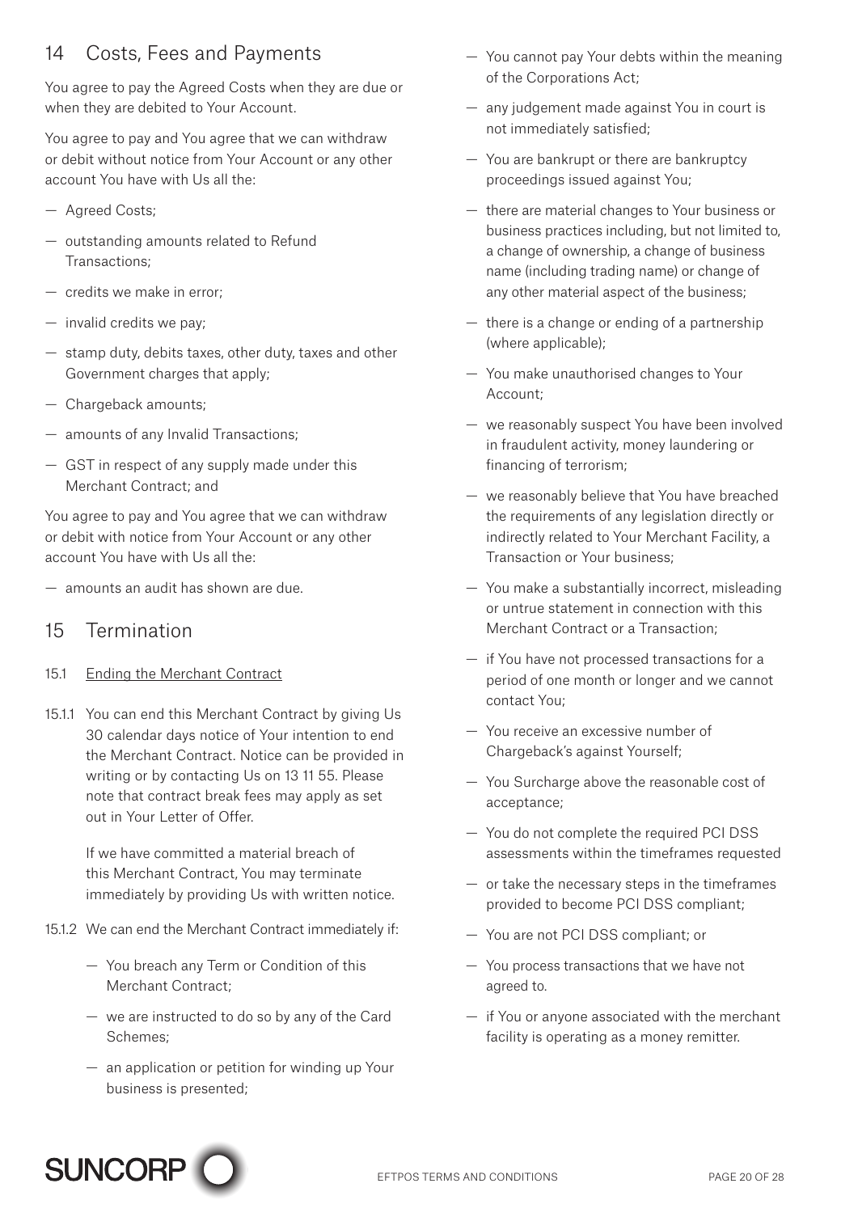## 14 Costs, Fees and Payments

You agree to pay the Agreed Costs when they are due or when they are debited to Your Account.

You agree to pay and You agree that we can withdraw or debit without notice from Your Account or any other account You have with Us all the:

- Agreed Costs;
- outstanding amounts related to Refund Transactions;
- credits we make in error;
- invalid credits we pay;
- stamp duty, debits taxes, other duty, taxes and other Government charges that apply;
- Chargeback amounts;
- amounts of any Invalid Transactions;
- GST in respect of any supply made under this Merchant Contract; and

You agree to pay and You agree that we can withdraw or debit with notice from Your Account or any other account You have with Us all the:

- amounts an audit has shown are due.

## 15 Termination

### 15.1 Ending the Merchant Contract

15.1.1 You can end this Merchant Contract by giving Us 30 calendar days notice of Your intention to end the Merchant Contract. Notice can be provided in writing or by contacting Us on 13 11 55. Please note that contract break fees may apply as set out in Your Letter of Offer.

If we have committed a material breach of this Merchant Contract, You may terminate immediately by providing Us with written notice.

15.1.2 We can end the Merchant Contract immediately if:

- You breach any Term or Condition of this Merchant Contract;
- we are instructed to do so by any of the Card Schemes;
- an application or petition for winding up Your business is presented;
- You cannot pay Your debts within the meaning of the Corporations Act;
- any judgement made against You in court is not immediately satisfied;
- You are bankrupt or there are bankruptcy proceedings issued against You;
- there are material changes to Your business or business practices including, but not limited to, a change of ownership, a change of business name (including trading name) or change of any other material aspect of the business;
- there is a change or ending of a partnership (where applicable);
- You make unauthorised changes to Your Account;
- we reasonably suspect You have been involved in fraudulent activity, money laundering or financing of terrorism;
- we reasonably believe that You have breached the requirements of any legislation directly or indirectly related to Your Merchant Facility, a Transaction or Your business;
- You make a substantially incorrect, misleading or untrue statement in connection with this Merchant Contract or a Transaction;
- if You have not processed transactions for a period of one month or longer and we cannot contact You;
- You receive an excessive number of Chargeback's against Yourself;
- You Surcharge above the reasonable cost of acceptance;
- You do not complete the required PCI DSS assessments within the timeframes requested
- or take the necessary steps in the timeframes provided to become PCI DSS compliant;
- You are not PCI DSS compliant; or
- You process transactions that we have not agreed to.
- if You or anyone associated with the merchant facility is operating as a money remitter.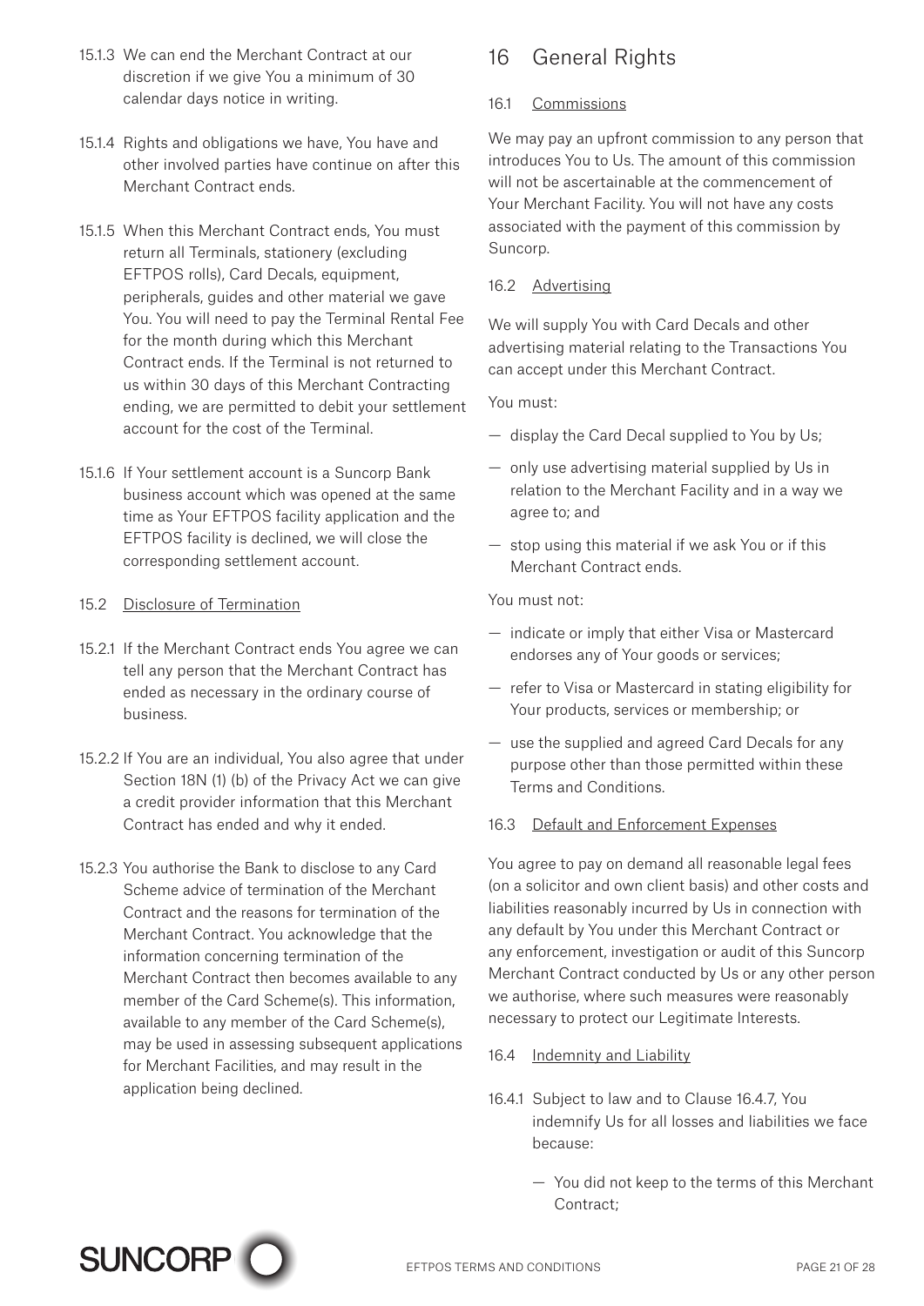15.1.3 We can end the Merchant Contract at our discretion if we give You a minimum of 30 calendar days notice in writing.

15.1.4 Rights and obligations we have, You have and other involved parties have continue on after this Merchant Contract ends.

15.1.5 When this Merchant Contract ends, You must return all Terminals, stationery (excluding EFTPOS rolls), Card Decals, equipment, peripherals, guides and other material we gave You. You will need to pay the Terminal Rental Fee for the month during which this Merchant Contract ends. If the Terminal is not returned to us within 30 days of this Merchant Contracting ending, we are permitted to debit your settlement account for the cost of the Terminal.

15.1.6 If Your settlement account is a Suncorp Bank business account which was opened at the same time as Your EFTPOS facility application and the EFTPOS facility is declined, we will close the corresponding settlement account.

15.2 Disclosure of Termination

15.2.1 If the Merchant Contract ends You agree we can tell any person that the Merchant Contract has ended as necessary in the ordinary course of business.

15.2.2 If You are an individual, You also agree that under Section 18N (1) (b) of the Privacy Act we can give a credit provider information that this Merchant Contract has ended and why it ended.

15.2.3 You authorise the Bank to disclose to any Card Scheme advice of termination of the Merchant Contract and the reasons for termination of the Merchant Contract. You acknowledge that the information concerning termination of the Merchant Contract then becomes available to any member of the Card Scheme(s). This information, available to any member of the Card Scheme(s), may be used in assessing subsequent applications for Merchant Facilities, and may result in the application being declined.

# 16 General Rights

16.1 Commissions

We may pay an upfront commission to any person that introduces You to Us. The amount of this commission will not be ascertainable at the commencement of Your Merchant Facility. You will not have any costs associated with the payment of this commission by Suncorp.

16.2 Advertising

We will supply You with Card Decals and other advertising material relating to the Transactions You can accept under this Merchant Contract.

You must:

- display the Card Decal supplied to You by Us;
- only use advertising material supplied by Us in relation to the Merchant Facility and in a way we agree to; and
- stop using this material if we ask You or if this Merchant Contract ends.

You must not:

- indicate or imply that either Visa or Mastercard endorses any of Your goods or services;
- refer to Visa or Mastercard in stating eligibility for Your products, services or membership; or
- use the supplied and agreed Card Decals for any purpose other than those permitted within these Terms and Conditions.

16.3 Default and Enforcement Expenses

You agree to pay on demand all reasonable legal fees (on a solicitor and own client basis) and other costs and liabilities reasonably incurred by Us in connection with any default by You under this Merchant Contract or any enforcement, investigation or audit of this Suncorp Merchant Contract conducted by Us or any other person we authorise, where such measures were reasonably necessary to protect our Legitimate Interests.

16.4 Indemnity and Liability

16.4.1 Subject to law and to Clause 16.4.7, You indemnify Us for all losses and liabilities we face because:

- You did not keep to the terms of this Merchant Contract;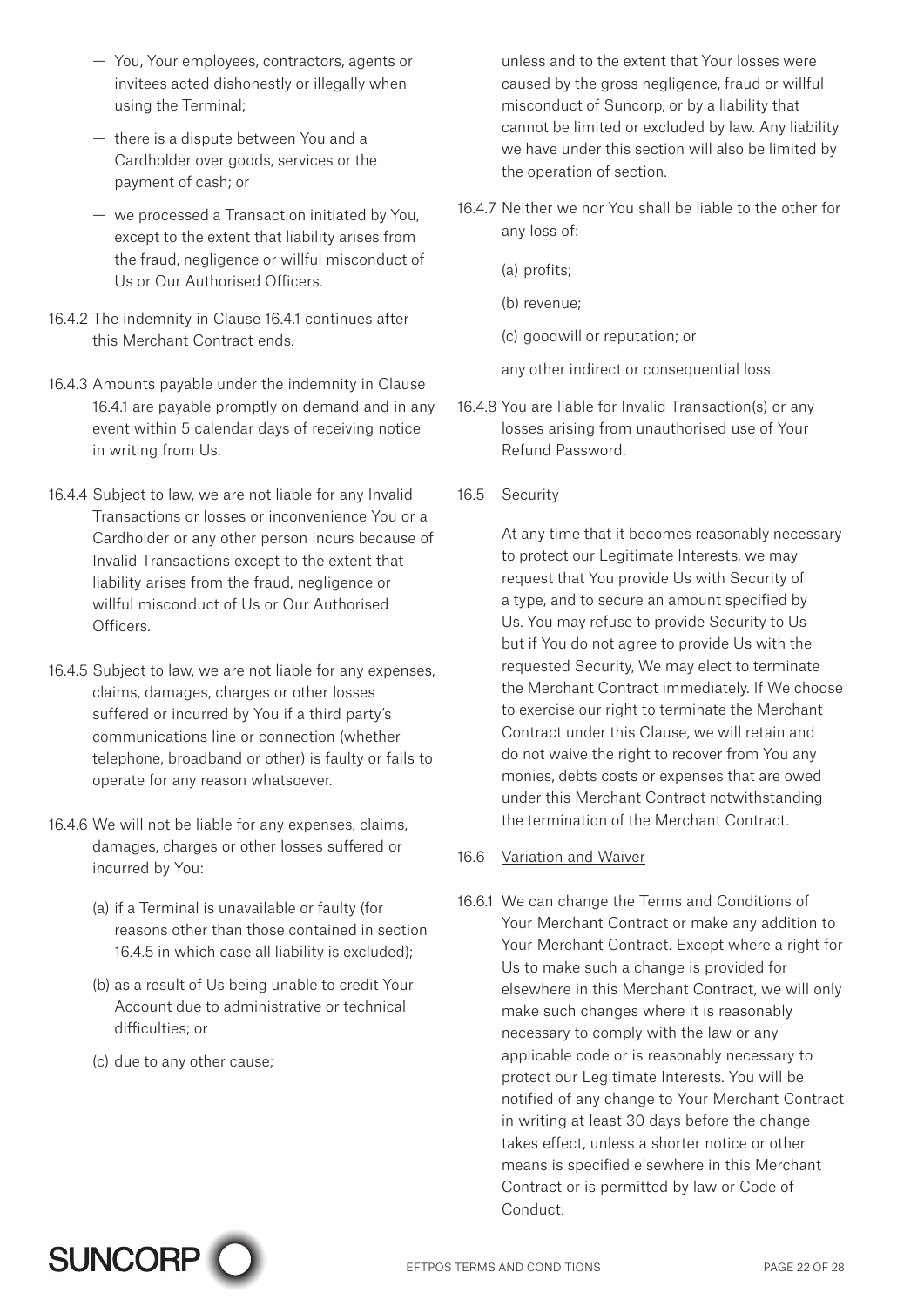- You, Your employees, contractors, agents or invitees acted dishonestly or illegally when using the Terminal;
- there is a dispute between You and a Cardholder over goods, services or the payment of cash; or
- we processed a Transaction initiated by You, except to the extent that liability arises from the fraud, negligence or willful misconduct of Us or Our Authorised Officers.

16.4.2 The indemnity in Clause 16.4.1 continues after this Merchant Contract ends.

16.4.3 Amounts payable under the indemnity in Clause 16.4.1 are payable promptly on demand and in any event within 5 calendar days of receiving notice in writing from Us.

16.4.4 Subject to law, we are not liable for any Invalid Transactions or losses or inconvenience You or a Cardholder or any other person incurs because of Invalid Transactions except to the extent that liability arises from the fraud, negligence or willful misconduct of Us or Our Authorised Officers.

16.4.5 Subject to law, we are not liable for any expenses, claims, damages, charges or other losses suffered or incurred by You if a third party's communications line or connection (whether telephone, broadband or other) is faulty or fails to operate for any reason whatsoever.

16.4.6 We will not be liable for any expenses, claims, damages, charges or other losses suffered or incurred by You:

(a) if a Terminal is unavailable or faulty (for reasons other than those contained in section 16.4.5 in which case all liability is excluded);

(b) as a result of Us being unable to credit Your Account due to administrative or technical difficulties; or

(c) due to any other cause;

unless and to the extent that Your losses were caused by the gross negligence, fraud or willful misconduct of Suncorp, or by a liability that cannot be limited or excluded by law. Any liability we have under this section will also be limited by the operation of section.

16.4.7 Neither we nor You shall be liable to the other for any loss of:

(a) profits;

(b) revenue;

(c) goodwill or reputation; or

any other indirect or consequential loss.

16.4.8 You are liable for Invalid Transaction(s) or any losses arising from unauthorised use of Your Refund Password.

16.5 Security

At any time that it becomes reasonably necessary to protect our Legitimate Interests, we may request that You provide Us with Security of a type, and to secure an amount specified by Us. You may refuse to provide Security to Us but if You do not agree to provide Us with the requested Security, We may elect to terminate the Merchant Contract immediately. If We choose to exercise our right to terminate the Merchant Contract under this Clause, we will retain and do not waive the right to recover from You any monies, debts costs or expenses that are owed under this Merchant Contract notwithstanding the termination of the Merchant Contract.

16.6 Variation and Waiver

16.6.1 We can change the Terms and Conditions of Your Merchant Contract or make any addition to Your Merchant Contract. Except where a right for Us to make such a change is provided for elsewhere in this Merchant Contract, we will only make such changes where it is reasonably necessary to comply with the law or any applicable code or is reasonably necessary to protect our Legitimate Interests. You will be notified of any change to Your Merchant Contract in writing at least 30 days before the change takes effect, unless a shorter notice or other means is specified elsewhere in this Merchant Contract or is permitted by law or Code of Conduct.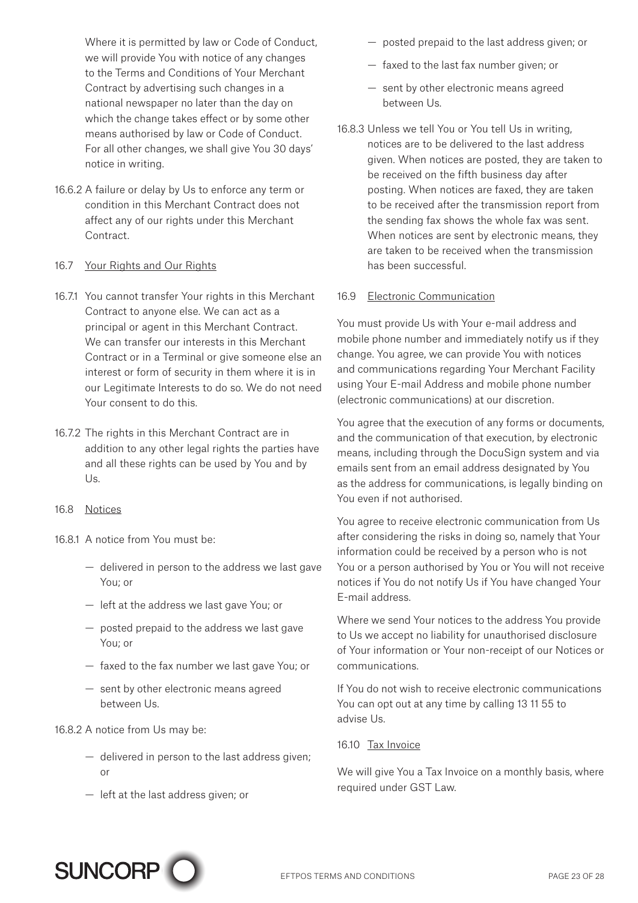Where it is permitted by law or Code of Conduct, we will provide You with notice of any changes to the Terms and Conditions of Your Merchant Contract by advertising such changes in a national newspaper no later than the day on which the change takes effect or by some other means authorised by law or Code of Conduct. For all other changes, we shall give You 30 days' notice in writing.

16.6.2 A failure or delay by Us to enforce any term or condition in this Merchant Contract does not affect any of our rights under this Merchant Contract.

16.7 Your Rights and Our Rights

16.7.1 You cannot transfer Your rights in this Merchant Contract to anyone else. We can act as a principal or agent in this Merchant Contract. We can transfer our interests in this Merchant Contract or in a Terminal or give someone else an interest or form of security in them where it is in our Legitimate Interests to do so. We do not need Your consent to do this.

16.7.2 The rights in this Merchant Contract are in addition to any other legal rights the parties have and all these rights can be used by You and by Us.

16.8 Notices

16.8.1 A notice from You must be:

- delivered in person to the address we last gave You; or
- left at the address we last gave You; or
- posted prepaid to the address we last gave You; or
- faxed to the fax number we last gave You; or
- sent by other electronic means agreed between Us.

16.8.2 A notice from Us may be:

- delivered in person to the last address given; or
- left at the last address given; or
- posted prepaid to the last address given; or
- faxed to the last fax number given; or
- sent by other electronic means agreed between Us.

16.8.3 Unless we tell You or You tell Us in writing, notices are to be delivered to the last address given. When notices are posted, they are taken to be received on the fifth business day after posting. When notices are faxed, they are taken to be received after the transmission report from the sending fax shows the whole fax was sent. When notices are sent by electronic means, they are taken to be received when the transmission has been successful.

16.9 Electronic Communication

You must provide Us with Your e-mail address and mobile phone number and immediately notify us if they change. You agree, we can provide You with notices and communications regarding Your Merchant Facility using Your E-mail Address and mobile phone number (electronic communications) at our discretion.

You agree that the execution of any forms or documents, and the communication of that execution, by electronic means, including through the DocuSign system and via emails sent from an email address designated by You as the address for communications, is legally binding on You even if not authorised.

You agree to receive electronic communication from Us after considering the risks in doing so, namely that Your information could be received by a person who is not You or a person authorised by You or You will not receive notices if You do not notify Us if You have changed Your E-mail address.

Where we send Your notices to the address You provide to Us we accept no liability for unauthorised disclosure of Your information or Your non-receipt of our Notices or communications.

If You do not wish to receive electronic communications You can opt out at any time by calling 13 11 55 to advise Us.

16.10 Tax Invoice

We will give You a Tax Invoice on a monthly basis, where required under GST Law.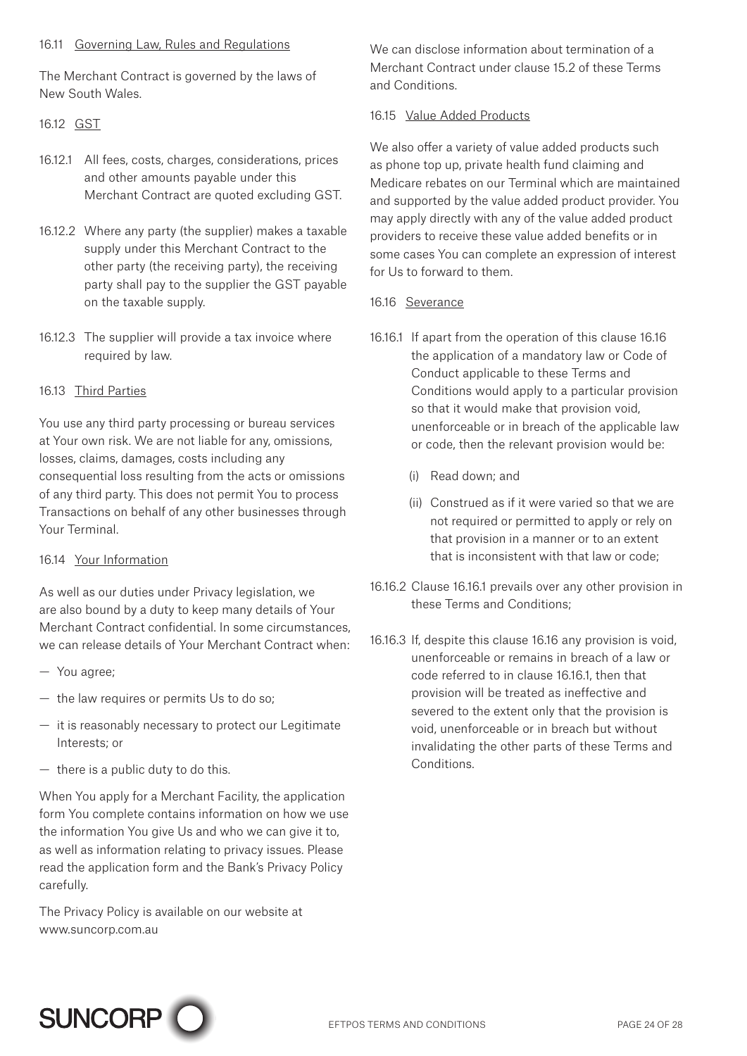16.11 Governing Law, Rules and Regulations

The Merchant Contract is governed by the laws of New South Wales.

16.12 GST

16.12.1 All fees, costs, charges, considerations, prices and other amounts payable under this Merchant Contract are quoted excluding GST.

16.12.2 Where any party (the supplier) makes a taxable supply under this Merchant Contract to the other party (the receiving party), the receiving party shall pay to the supplier the GST payable on the taxable supply.

16.12.3 The supplier will provide a tax invoice where required by law.

16.13 Third Parties

You use any third party processing or bureau services at Your own risk. We are not liable for any, omissions, losses, claims, damages, costs including any consequential loss resulting from the acts or omissions of any third party. This does not permit You to process Transactions on behalf of any other businesses through Your Terminal.

16.14 Your Information

As well as our duties under Privacy legislation, we are also bound by a duty to keep many details of Your Merchant Contract confidential. In some circumstances, we can release details of Your Merchant Contract when:

— You agree;

— the law requires or permits Us to do so;

— it is reasonably necessary to protect our Legitimate Interests; or

— there is a public duty to do this.

When You apply for a Merchant Facility, the application form You complete contains information on how we use the information You give Us and who we can give it to, as well as information relating to privacy issues. Please read the application form and the Bank's Privacy Policy carefully.

The Privacy Policy is available on our website at www.suncorp.com.au

We can disclose information about termination of a Merchant Contract under clause 15.2 of these Terms and Conditions.

16.15 Value Added Products

We also offer a variety of value added products such as phone top up, private health fund claiming and Medicare rebates on our Terminal which are maintained and supported by the value added product provider. You may apply directly with any of the value added product providers to receive these value added benefits or in some cases You can complete an expression of interest for Us to forward to them.

16.16 Severance

16.16.1 If apart from the operation of this clause 16.16 the application of a mandatory law or Code of Conduct applicable to these Terms and Conditions would apply to a particular provision so that it would make that provision void, unenforceable or in breach of the applicable law or code, then the relevant provision would be:

(i) Read down; and

(ii) Construed as if it were varied so that we are not required or permitted to apply or rely on that provision in a manner or to an extent that is inconsistent with that law or code;

16.16.2 Clause 16.16.1 prevails over any other provision in these Terms and Conditions;

16.16.3 If, despite this clause 16.16 any provision is void, unenforceable or remains in breach of a law or code referred to in clause 16.16.1, then that provision will be treated as ineffective and severed to the extent only that the provision is void, unenforceable or in breach but without invalidating the other parts of these Terms and Conditions.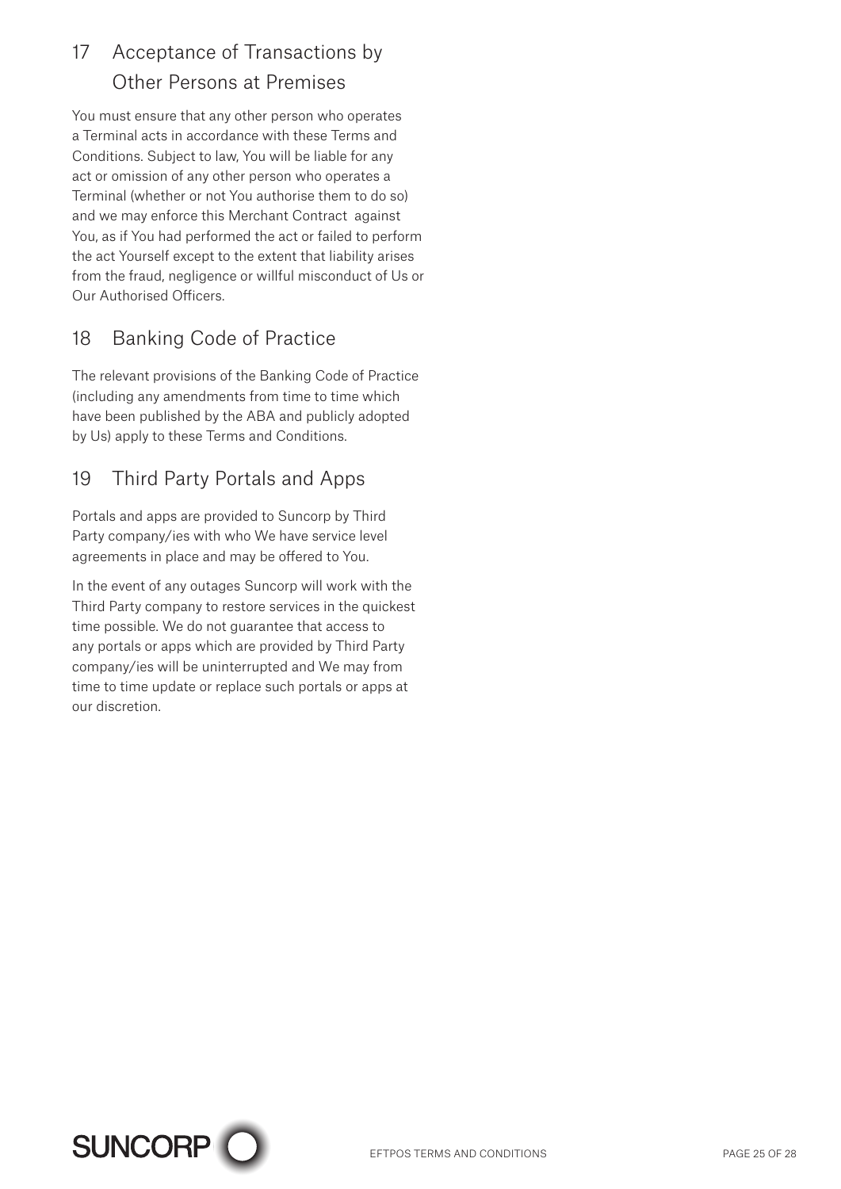## 17 Acceptance of Transactions by Other Persons at Premises

You must ensure that any other person who operates a Terminal acts in accordance with these Terms and Conditions. Subject to law, You will be liable for any act or omission of any other person who operates a Terminal (whether or not You authorise them to do so) and we may enforce this Merchant Contract against You, as if You had performed the act or failed to perform the act Yourself except to the extent that liability arises from the fraud, negligence or willful misconduct of Us or Our Authorised Officers.

## 18 Banking Code of Practice

The relevant provisions of the Banking Code of Practice (including any amendments from time to time which have been published by the ABA and publicly adopted by Us) apply to these Terms and Conditions.

## 19 Third Party Portals and Apps

Portals and apps are provided to Suncorp by Third Party company/ies with who We have service level agreements in place and may be offered to You.

In the event of any outages Suncorp will work with the Third Party company to restore services in the quickest time possible. We do not guarantee that access to any portals or apps which are provided by Third Party company/ies will be uninterrupted and We may from time to time update or replace such portals or apps at our discretion.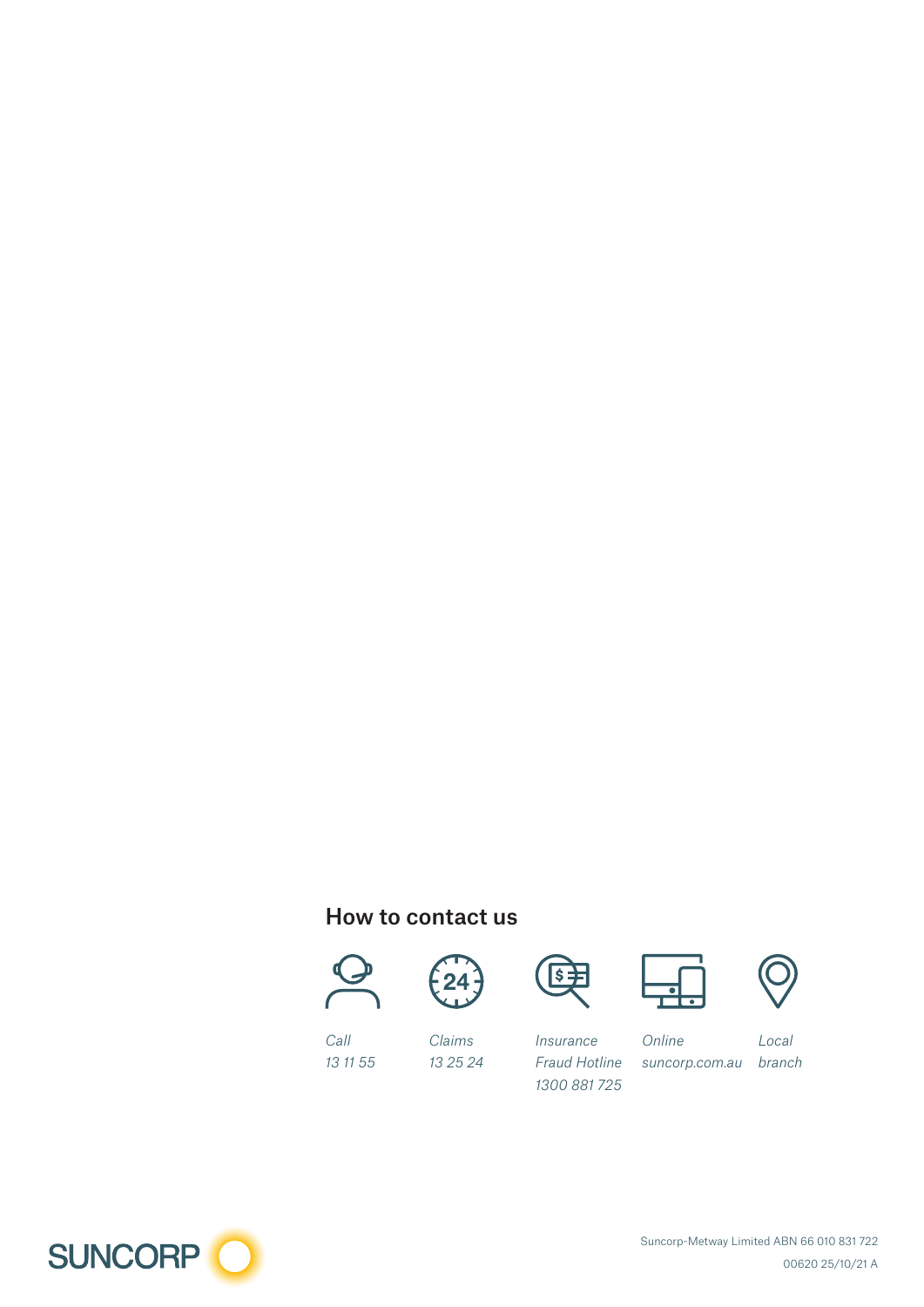## How to contact us

*Call*
*13 11 55*

*Claims*
*13 25 24*

*Insurance Fraud Hotline*
*1300 881 725*

*Online*
*suncorp.com.au*

*Local branch*

SUNCORP

Suncorp-Metway Limited ABN 66 010 831 722

00620 25/10/21 A